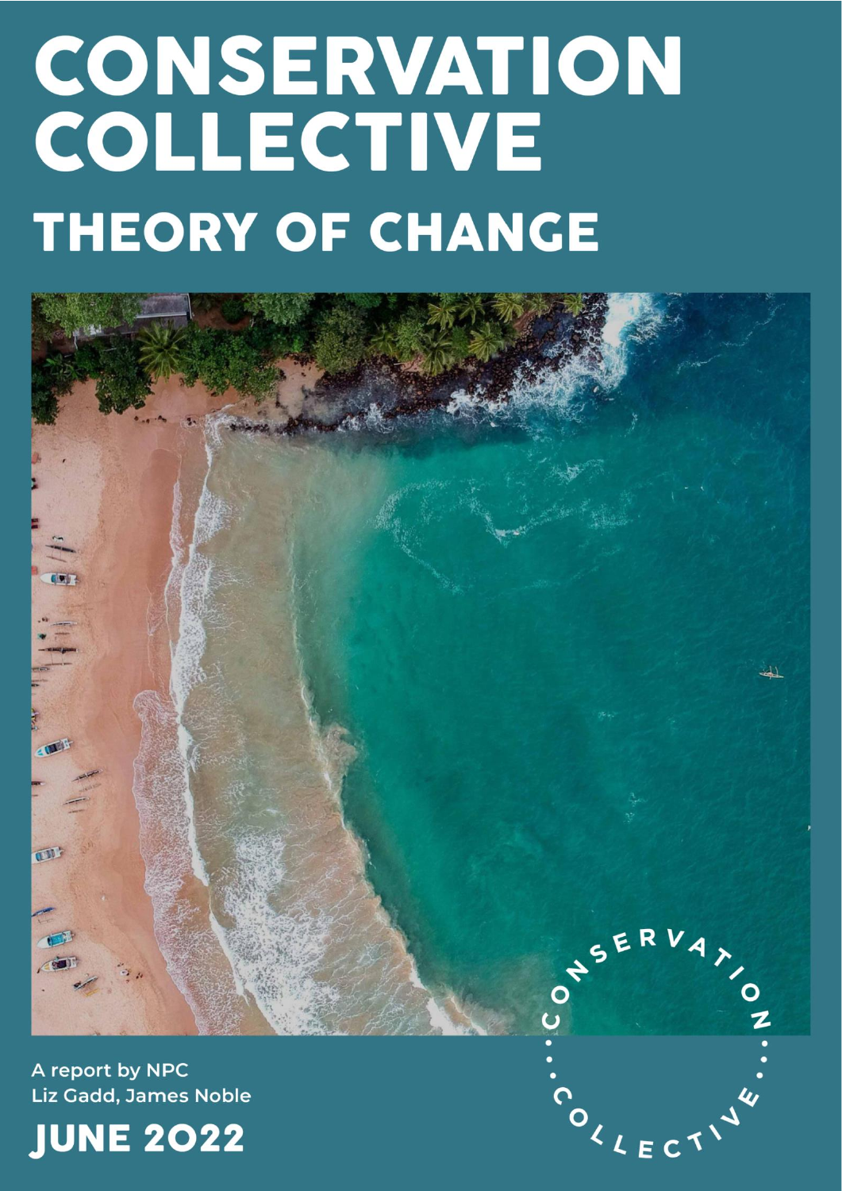# CONSERVATION COLLECTIVE

## THEORY OF CHANGE

A report by NPC
Liz Gadd, James Noble

**JUNE 2022**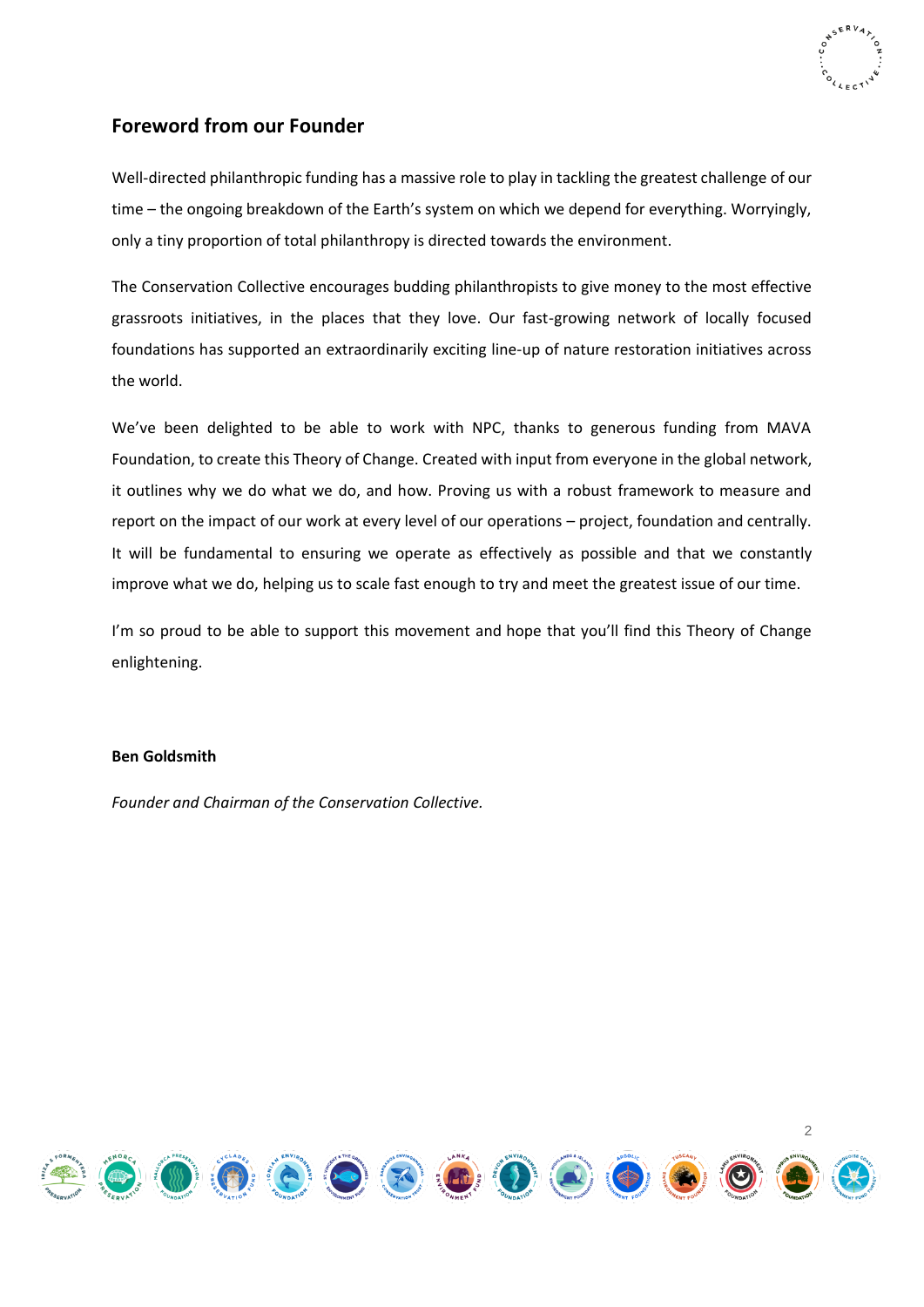## Foreword from our Founder

Well-directed philanthropic funding has a massive role to play in tackling the greatest challenge of our time – the ongoing breakdown of the Earth's system on which we depend for everything. Worryingly, only a tiny proportion of total philanthropy is directed towards the environment.

The Conservation Collective encourages budding philanthropists to give money to the most effective grassroots initiatives, in the places that they love. Our fast-growing network of locally focused foundations has supported an extraordinarily exciting line-up of nature restoration initiatives across the world.

We've been delighted to be able to work with NPC, thanks to generous funding from MAVA Foundation, to create this Theory of Change. Created with input from everyone in the global network, it outlines why we do what we do, and how. Proving us with a robust framework to measure and report on the impact of our work at every level of our operations – project, foundation and centrally. It will be fundamental to ensuring we operate as effectively as possible and that we constantly improve what we do, helping us to scale fast enough to try and meet the greatest issue of our time.

I'm so proud to be able to support this movement and hope that you'll find this Theory of Change enlightening.

**Ben Goldsmith**

*Founder and Chairman of the Conservation Collective.*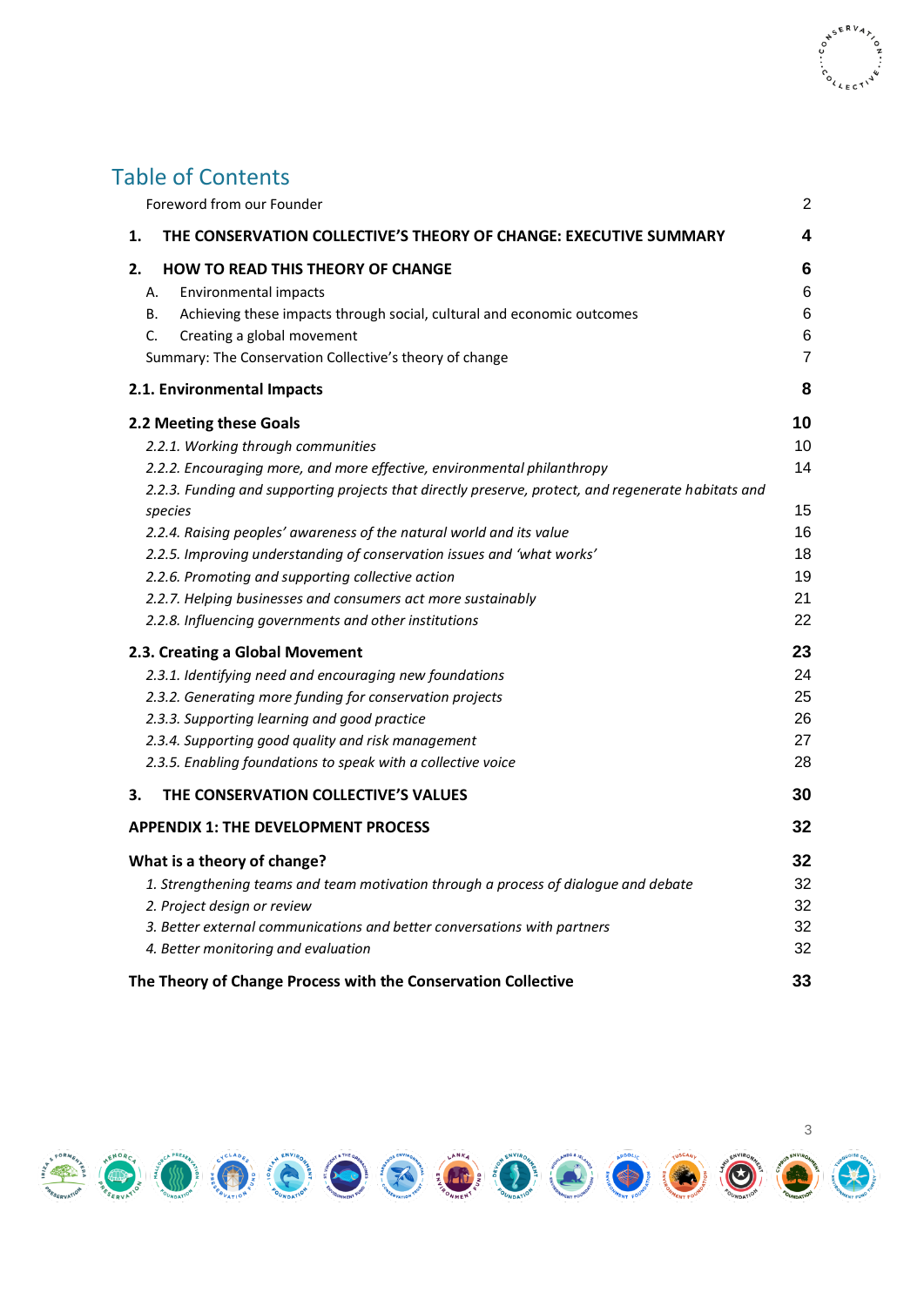## Table of Contents

| | |
|---|---|
| Foreword from our Founder | 2 |
| **1. THE CONSERVATION COLLECTIVE'S THEORY OF CHANGE: EXECUTIVE SUMMARY** | **4** |
| **2. HOW TO READ THIS THEORY OF CHANGE** | **6** |
| A. Environmental impacts | 6 |
| B. Achieving these impacts through social, cultural and economic outcomes | 6 |
| C. Creating a global movement | 6 |
| Summary: The Conservation Collective's theory of change | 7 |
| **2.1. Environmental Impacts** | **8** |
| **2.2 Meeting these Goals** | **10** |
| *2.2.1. Working through communities* | 10 |
| *2.2.2. Encouraging more, and more effective, environmental philanthropy* | 14 |
| *2.2.3. Funding and supporting projects that directly preserve, protect, and regenerate habitats and species* | 15 |
| *2.2.4. Raising peoples' awareness of the natural world and its value* | 16 |
| *2.2.5. Improving understanding of conservation issues and 'what works'* | 18 |
| *2.2.6. Promoting and supporting collective action* | 19 |
| *2.2.7. Helping businesses and consumers act more sustainably* | 21 |
| *2.2.8. Influencing governments and other institutions* | 22 |
| **2.3. Creating a Global Movement** | **23** |
| *2.3.1. Identifying need and encouraging new foundations* | 24 |
| *2.3.2. Generating more funding for conservation projects* | 25 |
| *2.3.3. Supporting learning and good practice* | 26 |
| *2.3.4. Supporting good quality and risk management* | 27 |
| *2.3.5. Enabling foundations to speak with a collective voice* | 28 |
| **3. THE CONSERVATION COLLECTIVE'S VALUES** | **30** |
| **APPENDIX 1: THE DEVELOPMENT PROCESS** | **32** |
| **What is a theory of change?** | **32** |
| *1. Strengthening teams and team motivation through a process of dialogue and debate* | 32 |
| *2. Project design or review* | 32 |
| *3. Better external communications and better conversations with partners* | 32 |
| *4. Better monitoring and evaluation* | 32 |
| **The Theory of Change Process with the Conservation Collective** | **33** |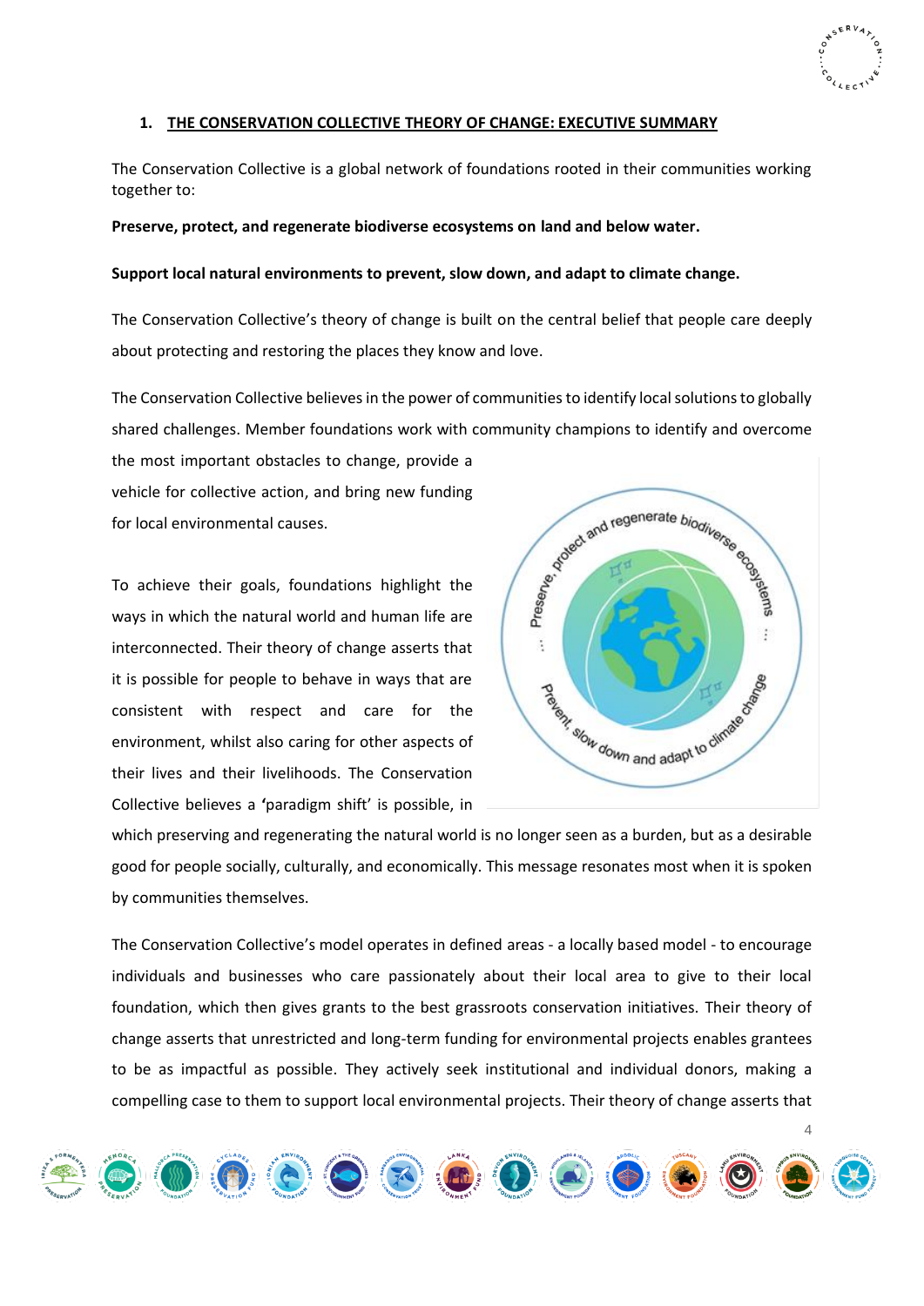## 1. THE CONSERVATION COLLECTIVE THEORY OF CHANGE: EXECUTIVE SUMMARY

The Conservation Collective is a global network of foundations rooted in their communities working together to:

**Preserve, protect, and regenerate biodiverse ecosystems on land and below water.**

**Support local natural environments to prevent, slow down, and adapt to climate change.**

The Conservation Collective's theory of change is built on the central belief that people care deeply about protecting and restoring the places they know and love.

The Conservation Collective believes in the power of communities to identify local solutions to globally shared challenges. Member foundations work with community champions to identify and overcome the most important obstacles to change, provide a vehicle for collective action, and bring new funding for local environmental causes.

To achieve their goals, foundations highlight the ways in which the natural world and human life are interconnected. Their theory of change asserts that it is possible for people to behave in ways that are consistent with respect and care for the environment, whilst also caring for other aspects of their lives and their livelihoods. The Conservation Collective believes a **'**paradigm shift' is possible, in which preserving and regenerating the natural world is no longer seen as a burden, but as a desirable good for people socially, culturally, and economically. This message resonates most when it is spoken by communities themselves.

The Conservation Collective's model operates in defined areas - a locally based model - to encourage individuals and businesses who care passionately about their local area to give to their local foundation, which then gives grants to the best grassroots conservation initiatives. Their theory of change asserts that unrestricted and long-term funding for environmental projects enables grantees to be as impactful as possible. They actively seek institutional and individual donors, making a compelling case to them to support local environmental projects. Their theory of change asserts that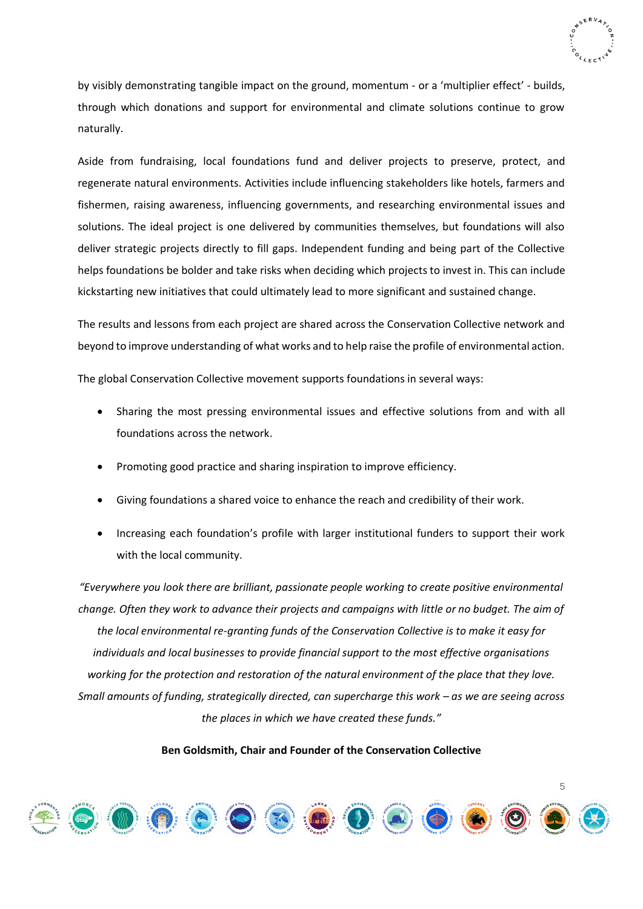by visibly demonstrating tangible impact on the ground, momentum - or a 'multiplier effect' - builds, through which donations and support for environmental and climate solutions continue to grow naturally.

Aside from fundraising, local foundations fund and deliver projects to preserve, protect, and regenerate natural environments. Activities include influencing stakeholders like hotels, farmers and fishermen, raising awareness, influencing governments, and researching environmental issues and solutions. The ideal project is one delivered by communities themselves, but foundations will also deliver strategic projects directly to fill gaps. Independent funding and being part of the Collective helps foundations be bolder and take risks when deciding which projects to invest in. This can include kickstarting new initiatives that could ultimately lead to more significant and sustained change.

The results and lessons from each project are shared across the Conservation Collective network and beyond to improve understanding of what works and to help raise the profile of environmental action.

The global Conservation Collective movement supports foundations in several ways:

- Sharing the most pressing environmental issues and effective solutions from and with all foundations across the network.
- Promoting good practice and sharing inspiration to improve efficiency.
- Giving foundations a shared voice to enhance the reach and credibility of their work.
- Increasing each foundation's profile with larger institutional funders to support their work with the local community.

*"Everywhere you look there are brilliant, passionate people working to create positive environmental change. Often they work to advance their projects and campaigns with little or no budget. The aim of the local environmental re-granting funds of the Conservation Collective is to make it easy for individuals and local businesses to provide financial support to the most effective organisations working for the protection and restoration of the natural environment of the place that they love. Small amounts of funding, strategically directed, can supercharge this work – as we are seeing across the places in which we have created these funds."*

**Ben Goldsmith, Chair and Founder of the Conservation Collective**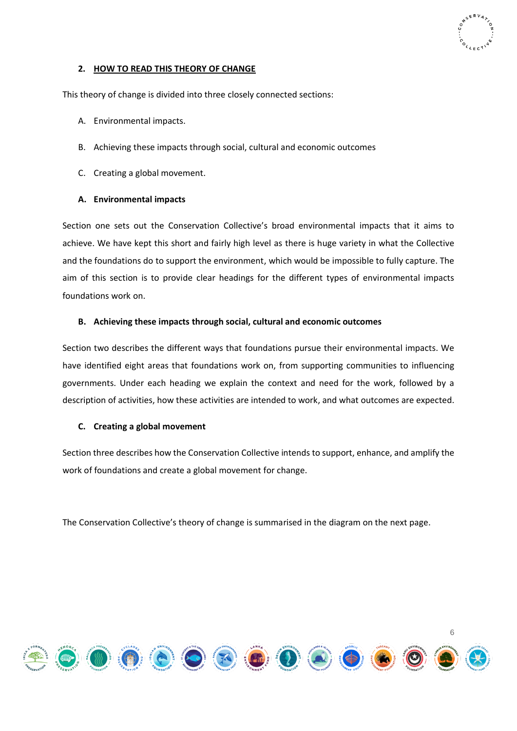## 2. HOW TO READ THIS THEORY OF CHANGE

This theory of change is divided into three closely connected sections:

A. Environmental impacts.

B. Achieving these impacts through social, cultural and economic outcomes

C. Creating a global movement.

### A. Environmental impacts

Section one sets out the Conservation Collective's broad environmental impacts that it aims to achieve. We have kept this short and fairly high level as there is huge variety in what the Collective and the foundations do to support the environment, which would be impossible to fully capture. The aim of this section is to provide clear headings for the different types of environmental impacts foundations work on.

### B. Achieving these impacts through social, cultural and economic outcomes

Section two describes the different ways that foundations pursue their environmental impacts. We have identified eight areas that foundations work on, from supporting communities to influencing governments. Under each heading we explain the context and need for the work, followed by a description of activities, how these activities are intended to work, and what outcomes are expected.

### C. Creating a global movement

Section three describes how the Conservation Collective intends to support, enhance, and amplify the work of foundations and create a global movement for change.

The Conservation Collective's theory of change is summarised in the diagram on the next page.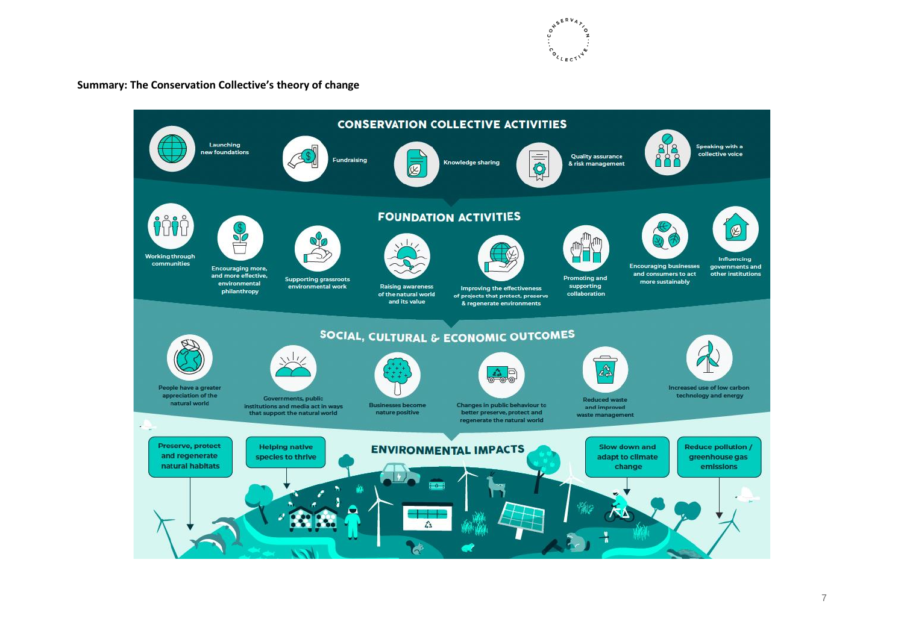**Summary: The Conservation Collective's theory of change**

## CONSERVATION COLLECTIVE ACTIVITIES

- Launching new foundations
- Fundraising
- Knowledge sharing
- Quality assurance & risk management
- Speaking with a collective voice

## FOUNDATION ACTIVITIES

- Working through communities
- Encouraging more, and more effective, environmental philanthropy
- Supporting grassroots environmental work
- Raising awareness of the natural world and its value
- Improving the effectiveness of projects that protect, preserve & regenerate environments
- Promoting and supporting collaboration
- Encouraging businesses and consumers to act more sustainably
- Influencing governments and other institutions

## SOCIAL, CULTURAL & ECONOMIC OUTCOMES

- People have a greater appreciation of the natural world
- Governments, public institutions and media act in ways that support the natural world
- Businesses become nature positive
- Changes in public behaviour to better preserve, protect and regenerate the natural world
- Reduced waste and improved waste management
- Increased use of low carbon technology and energy

## ENVIRONMENTAL IMPACTS

- Preserve, protect and regenerate natural habitats
- Helping native species to thrive
- Slow down and adapt to climate change
- Reduce pollution / greenhouse gas emissions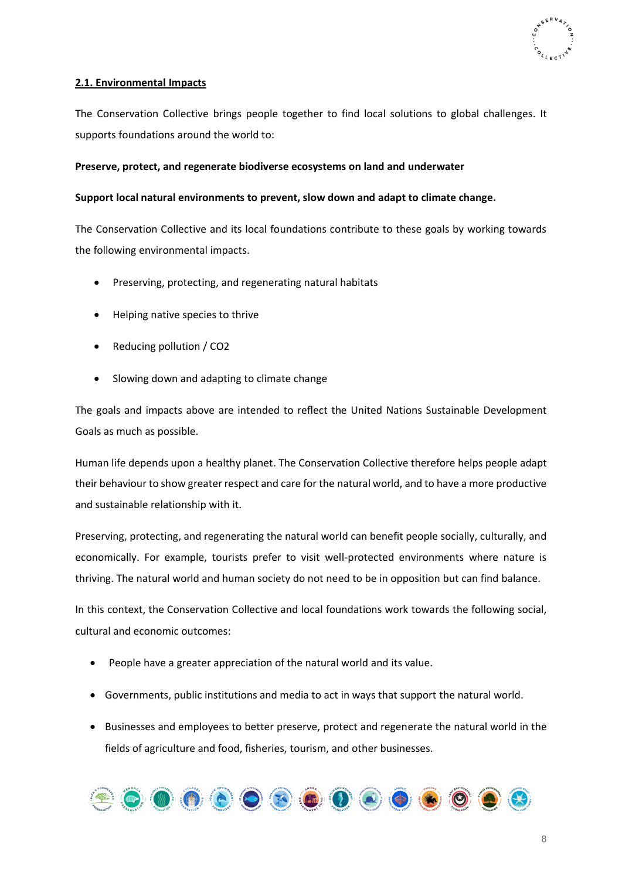## 2.1. Environmental Impacts

The Conservation Collective brings people together to find local solutions to global challenges. It supports foundations around the world to:

**Preserve, protect, and regenerate biodiverse ecosystems on land and underwater**

**Support local natural environments to prevent, slow down and adapt to climate change.**

The Conservation Collective and its local foundations contribute to these goals by working towards the following environmental impacts.

- Preserving, protecting, and regenerating natural habitats
- Helping native species to thrive
- Reducing pollution / $CO_2$
- Slowing down and adapting to climate change

The goals and impacts above are intended to reflect the United Nations Sustainable Development Goals as much as possible.

Human life depends upon a healthy planet. The Conservation Collective therefore helps people adapt their behaviour to show greater respect and care for the natural world, and to have a more productive and sustainable relationship with it.

Preserving, protecting, and regenerating the natural world can benefit people socially, culturally, and economically. For example, tourists prefer to visit well-protected environments where nature is thriving. The natural world and human society do not need to be in opposition but can find balance.

In this context, the Conservation Collective and local foundations work towards the following social, cultural and economic outcomes:

- People have a greater appreciation of the natural world and its value.
- Governments, public institutions and media to act in ways that support the natural world.
- Businesses and employees to better preserve, protect and regenerate the natural world in the fields of agriculture and food, fisheries, tourism, and other businesses.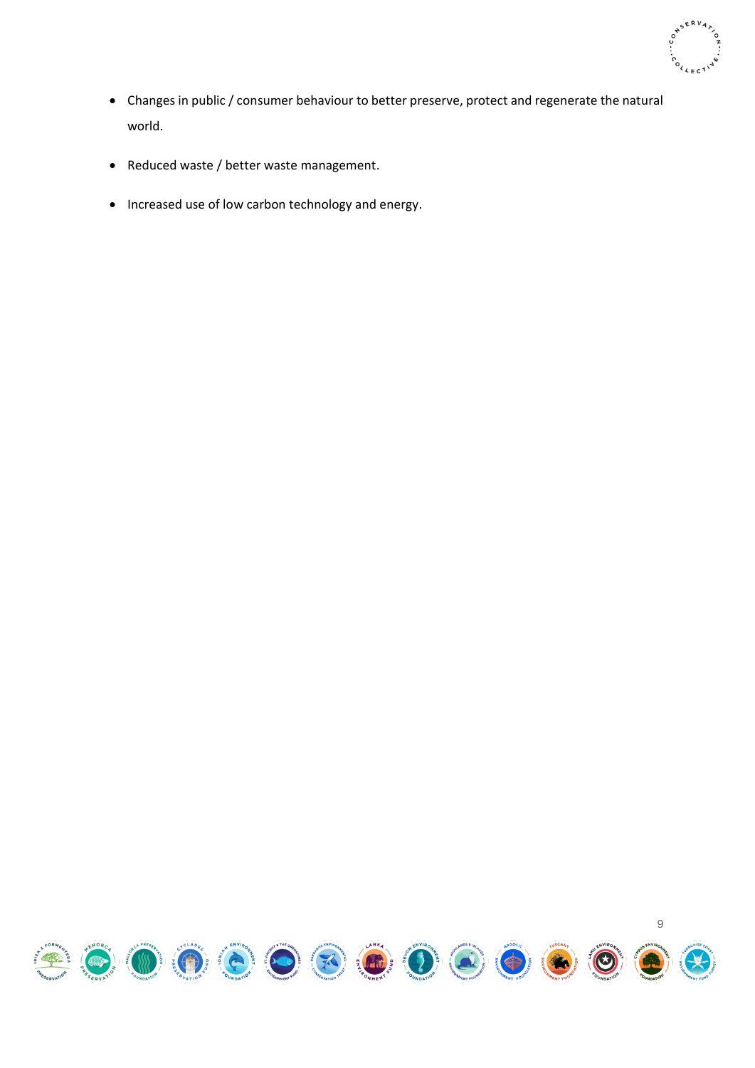- Changes in public / consumer behaviour to better preserve, protect and regenerate the natural world.
- Reduced waste / better waste management.
- Increased use of low carbon technology and energy.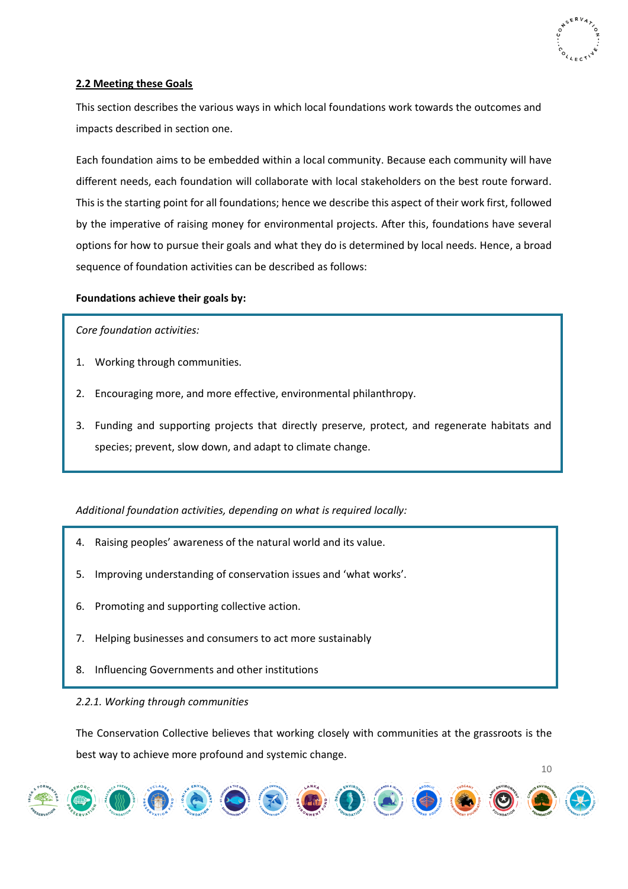## 2.2 Meeting these Goals

This section describes the various ways in which local foundations work towards the outcomes and impacts described in section one.

Each foundation aims to be embedded within a local community. Because each community will have different needs, each foundation will collaborate with local stakeholders on the best route forward. This is the starting point for all foundations; hence we describe this aspect of their work first, followed by the imperative of raising money for environmental projects. After this, foundations have several options for how to pursue their goals and what they do is determined by local needs. Hence, a broad sequence of foundation activities can be described as follows:

**Foundations achieve their goals by:**

*Core foundation activities:*

1. Working through communities.
2. Encouraging more, and more effective, environmental philanthropy.
3. Funding and supporting projects that directly preserve, protect, and regenerate habitats and species; prevent, slow down, and adapt to climate change.

*Additional foundation activities, depending on what is required locally:*

4. Raising peoples' awareness of the natural world and its value.
5. Improving understanding of conservation issues and 'what works'.
6. Promoting and supporting collective action.
7. Helping businesses and consumers to act more sustainably
8. Influencing Governments and other institutions

*2.2.1. Working through communities*

The Conservation Collective believes that working closely with communities at the grassroots is the best way to achieve more profound and systemic change.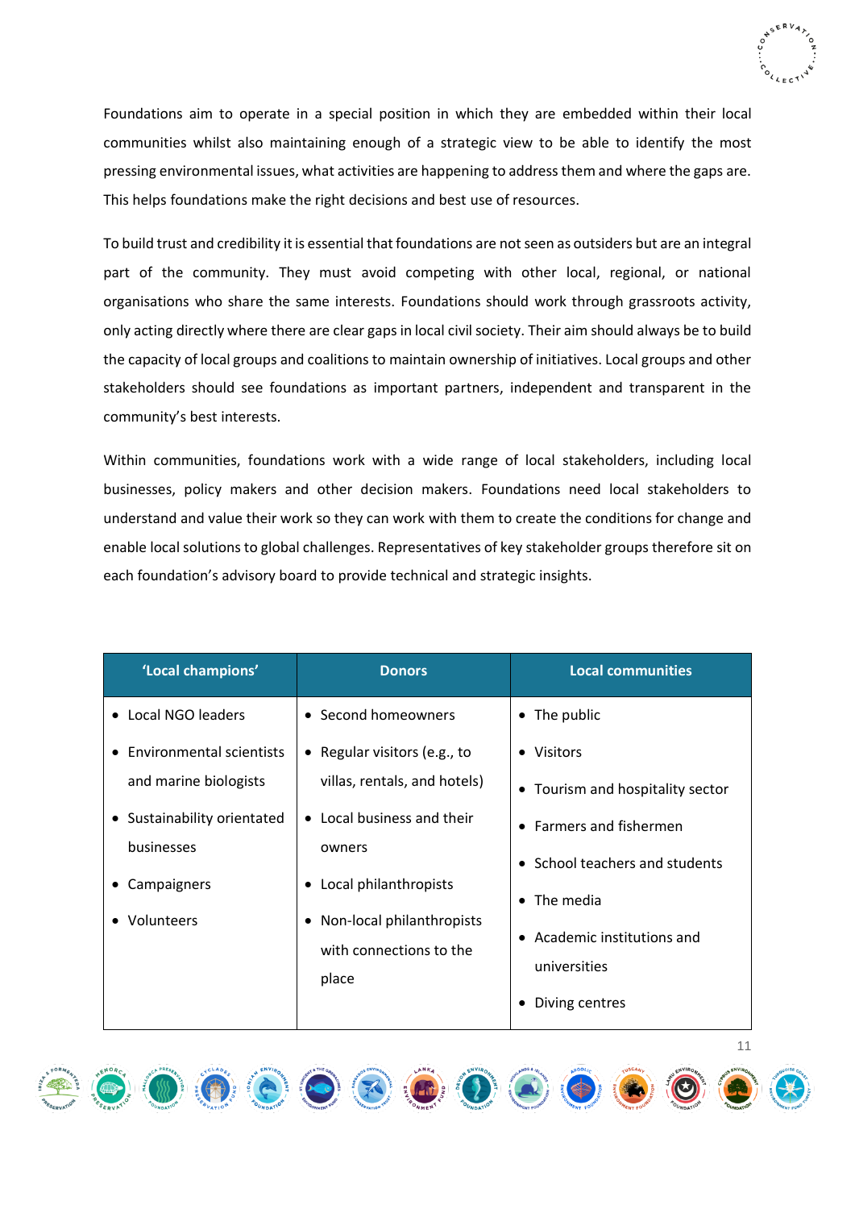Foundations aim to operate in a special position in which they are embedded within their local communities whilst also maintaining enough of a strategic view to be able to identify the most pressing environmental issues, what activities are happening to address them and where the gaps are. This helps foundations make the right decisions and best use of resources.

To build trust and credibility it is essential that foundations are not seen as outsiders but are an integral part of the community. They must avoid competing with other local, regional, or national organisations who share the same interests. Foundations should work through grassroots activity, only acting directly where there are clear gaps in local civil society. Their aim should always be to build the capacity of local groups and coalitions to maintain ownership of initiatives. Local groups and other stakeholders should see foundations as important partners, independent and transparent in the community's best interests.

Within communities, foundations work with a wide range of local stakeholders, including local businesses, policy makers and other decision makers. Foundations need local stakeholders to understand and value their work so they can work with them to create the conditions for change and enable local solutions to global challenges. Representatives of key stakeholder groups therefore sit on each foundation's advisory board to provide technical and strategic insights.

| 'Local champions' | Donors | Local communities |
|---|---|---|
| • Local NGO leaders<br>• Environmental scientists and marine biologists<br>• Sustainability orientated businesses<br>• Campaigners<br>• Volunteers | • Second homeowners<br>• Regular visitors (e.g., to villas, rentals, and hotels)<br>• Local business and their owners<br>• Local philanthropists<br>• Non-local philanthropists with connections to the place | • The public<br>• Visitors<br>• Tourism and hospitality sector<br>• Farmers and fishermen<br>• School teachers and students<br>• The media<br>• Academic institutions and universities<br>• Diving centres |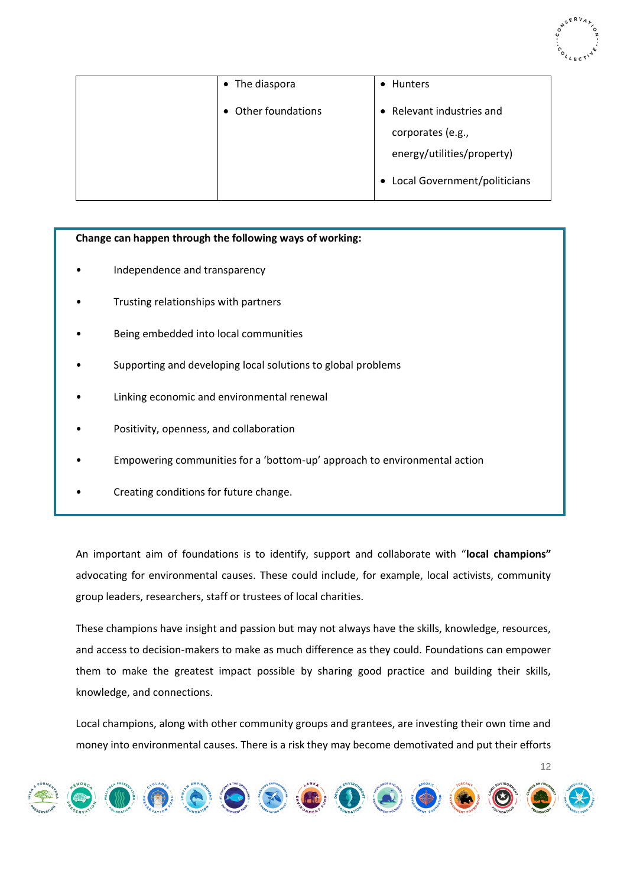| | | |
|---|---|---|
| | • The diaspora<br>• Other foundations | • Hunters<br>• Relevant industries and corporates (e.g., energy/utilities/property)<br>• Local Government/politicians |

**Change can happen through the following ways of working:**

- Independence and transparency
- Trusting relationships with partners
- Being embedded into local communities
- Supporting and developing local solutions to global problems
- Linking economic and environmental renewal
- Positivity, openness, and collaboration
- Empowering communities for a 'bottom-up' approach to environmental action
- Creating conditions for future change.

An important aim of foundations is to identify, support and collaborate with "**local champions"** advocating for environmental causes. These could include, for example, local activists, community group leaders, researchers, staff or trustees of local charities.

These champions have insight and passion but may not always have the skills, knowledge, resources, and access to decision-makers to make as much difference as they could. Foundations can empower them to make the greatest impact possible by sharing good practice and building their skills, knowledge, and connections.

Local champions, along with other community groups and grantees, are investing their own time and money into environmental causes. There is a risk they may become demotivated and put their efforts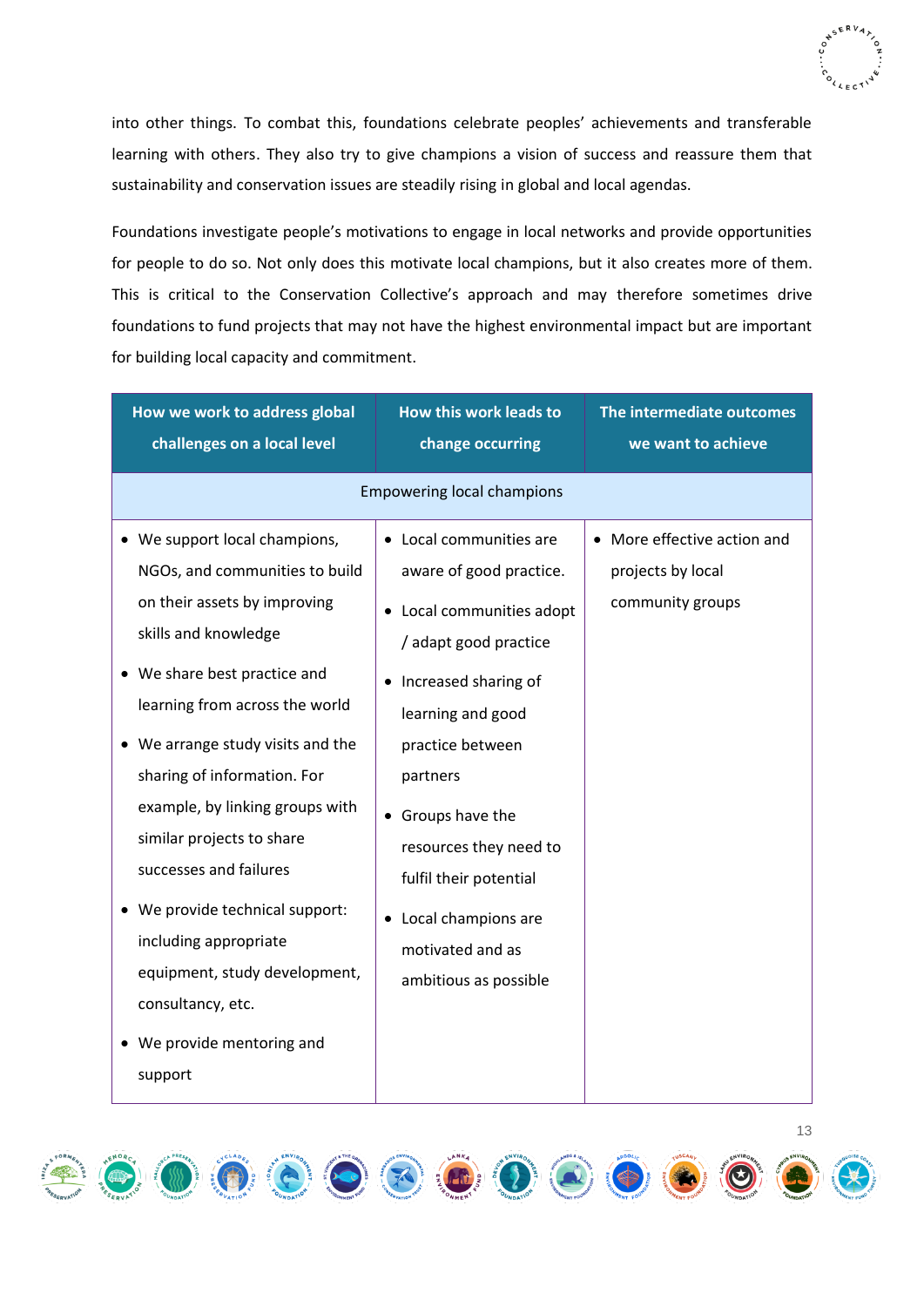into other things. To combat this, foundations celebrate peoples' achievements and transferable learning with others. They also try to give champions a vision of success and reassure them that sustainability and conservation issues are steadily rising in global and local agendas.

Foundations investigate people's motivations to engage in local networks and provide opportunities for people to do so. Not only does this motivate local champions, but it also creates more of them. This is critical to the Conservation Collective's approach and may therefore sometimes drive foundations to fund projects that may not have the highest environmental impact but are important for building local capacity and commitment.

| How we work to address global challenges on a local level | How this work leads to change occurring | The intermediate outcomes we want to achieve |
|---|---|---|
| Empowering local champions | | |
| • We support local champions, NGOs, and communities to build on their assets by improving skills and knowledge<br>• We share best practice and learning from across the world<br>• We arrange study visits and the sharing of information. For example, by linking groups with similar projects to share successes and failures<br>• We provide technical support: including appropriate equipment, study development, consultancy, etc.<br>• We provide mentoring and support | • Local communities are aware of good practice.<br>• Local communities adopt / adapt good practice<br>• Increased sharing of learning and good practice between partners<br>• Groups have the resources they need to fulfil their potential<br>• Local champions are motivated and as ambitious as possible | • More effective action and projects by local community groups |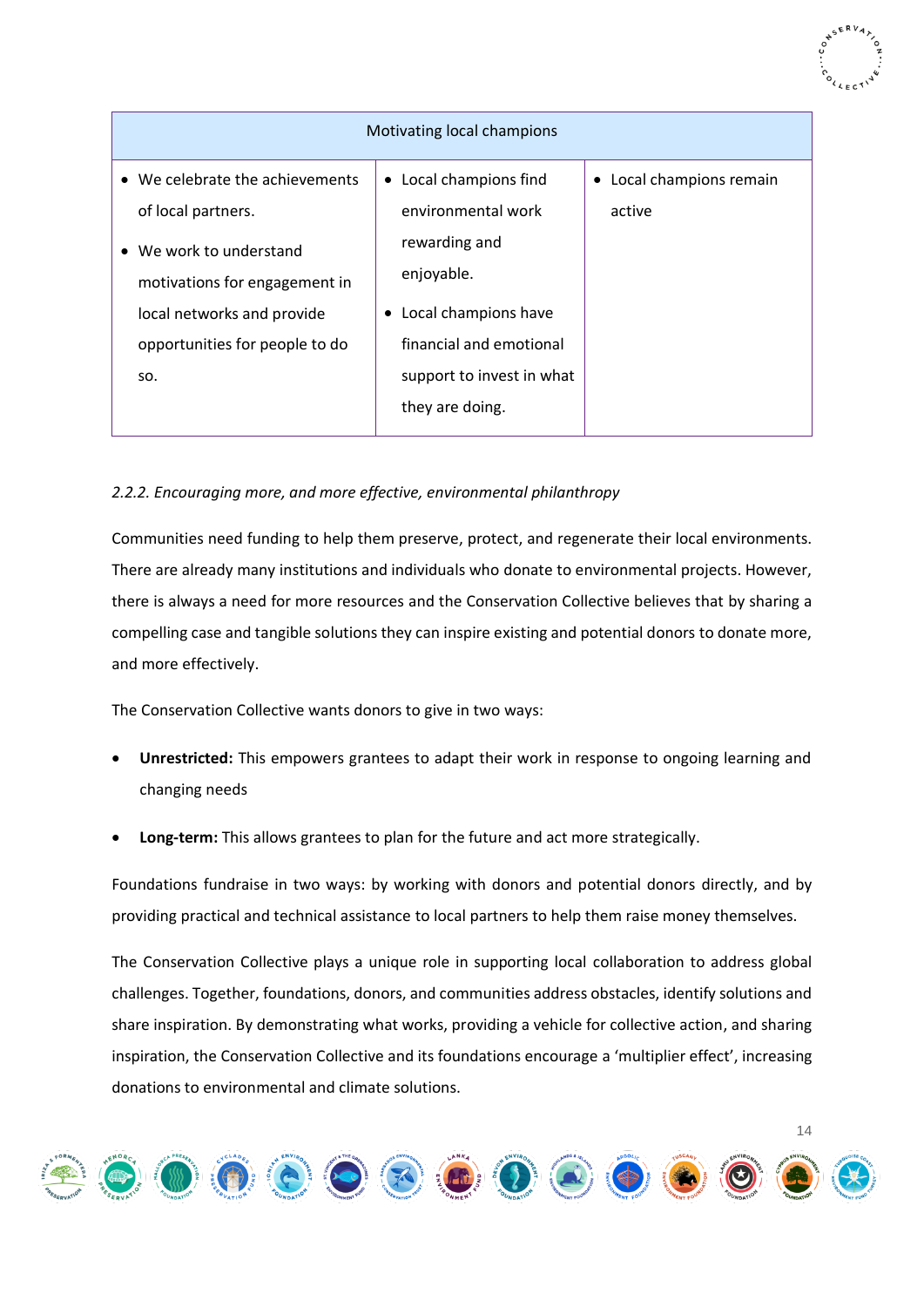| Motivating local champions | | |
|---|---|---|
| • We celebrate the achievements of local partners.<br>• We work to understand motivations for engagement in local networks and provide opportunities for people to do so. | • Local champions find environmental work rewarding and enjoyable.<br>• Local champions have financial and emotional support to invest in what they are doing. | • Local champions remain active |

*2.2.2. Encouraging more, and more effective, environmental philanthropy*

Communities need funding to help them preserve, protect, and regenerate their local environments. There are already many institutions and individuals who donate to environmental projects. However, there is always a need for more resources and the Conservation Collective believes that by sharing a compelling case and tangible solutions they can inspire existing and potential donors to donate more, and more effectively.

The Conservation Collective wants donors to give in two ways:

- **Unrestricted:** This empowers grantees to adapt their work in response to ongoing learning and changing needs
- **Long-term:** This allows grantees to plan for the future and act more strategically.

Foundations fundraise in two ways: by working with donors and potential donors directly, and by providing practical and technical assistance to local partners to help them raise money themselves.

The Conservation Collective plays a unique role in supporting local collaboration to address global challenges. Together, foundations, donors, and communities address obstacles, identify solutions and share inspiration. By demonstrating what works, providing a vehicle for collective action, and sharing inspiration, the Conservation Collective and its foundations encourage a 'multiplier effect', increasing donations to environmental and climate solutions.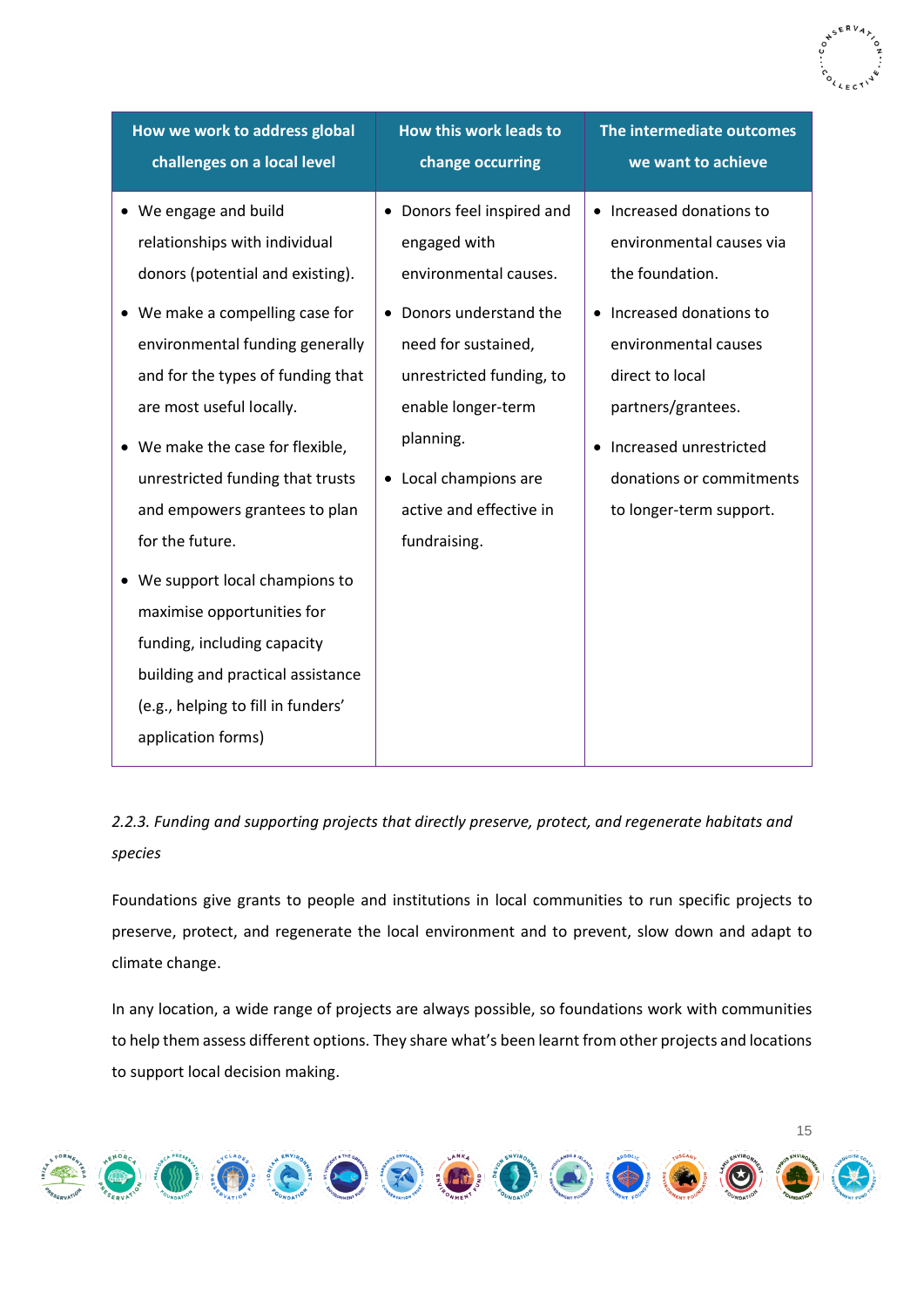| How we work to address global challenges on a local level | How this work leads to change occurring | The intermediate outcomes we want to achieve |
|---|---|---|
| • We engage and build relationships with individual donors (potential and existing).<br>• We make a compelling case for environmental funding generally and for the types of funding that are most useful locally.<br>• We make the case for flexible, unrestricted funding that trusts and empowers grantees to plan for the future.<br>• We support local champions to maximise opportunities for funding, including capacity building and practical assistance (e.g., helping to fill in funders' application forms) | • Donors feel inspired and engaged with environmental causes.<br>• Donors understand the need for sustained, unrestricted funding, to enable longer-term planning.<br>• Local champions are active and effective in fundraising. | • Increased donations to environmental causes via the foundation.<br>• Increased donations to environmental causes direct to local partners/grantees.<br>• Increased unrestricted donations or commitments to longer-term support. |

*2.2.3. Funding and supporting projects that directly preserve, protect, and regenerate habitats and species*

Foundations give grants to people and institutions in local communities to run specific projects to preserve, protect, and regenerate the local environment and to prevent, slow down and adapt to climate change.

In any location, a wide range of projects are always possible, so foundations work with communities to help them assess different options. They share what's been learnt from other projects and locations to support local decision making.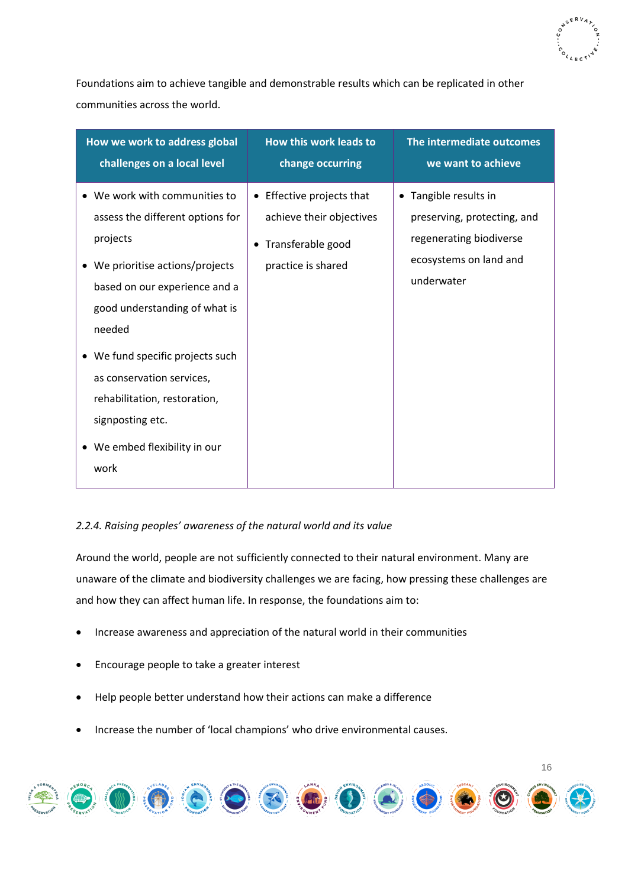Foundations aim to achieve tangible and demonstrable results which can be replicated in other communities across the world.

| How we work to address global challenges on a local level | How this work leads to change occurring | The intermediate outcomes we want to achieve |
|---|---|---|
| • We work with communities to assess the different options for projects<br>• We prioritise actions/projects based on our experience and a good understanding of what is needed<br>• We fund specific projects such as conservation services, rehabilitation, restoration, signposting etc.<br>• We embed flexibility in our work | • Effective projects that achieve their objectives<br>• Transferable good practice is shared | • Tangible results in preserving, protecting, and regenerating biodiverse ecosystems on land and underwater |

*2.2.4. Raising peoples' awareness of the natural world and its value*

Around the world, people are not sufficiently connected to their natural environment. Many are unaware of the climate and biodiversity challenges we are facing, how pressing these challenges are and how they can affect human life. In response, the foundations aim to:

- Increase awareness and appreciation of the natural world in their communities
- Encourage people to take a greater interest
- Help people better understand how their actions can make a difference
- Increase the number of 'local champions' who drive environmental causes.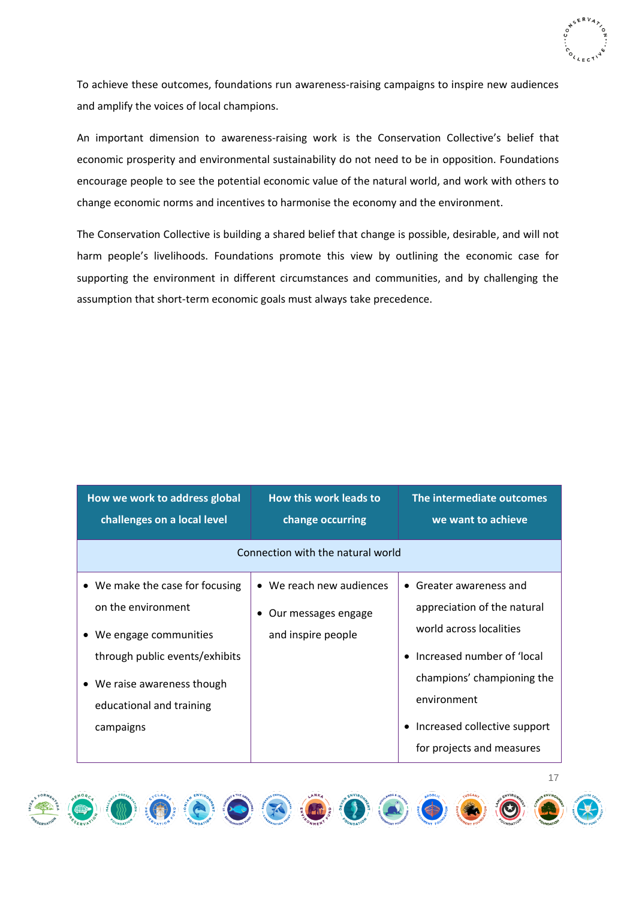To achieve these outcomes, foundations run awareness-raising campaigns to inspire new audiences and amplify the voices of local champions.

An important dimension to awareness-raising work is the Conservation Collective's belief that economic prosperity and environmental sustainability do not need to be in opposition. Foundations encourage people to see the potential economic value of the natural world, and work with others to change economic norms and incentives to harmonise the economy and the environment.

The Conservation Collective is building a shared belief that change is possible, desirable, and will not harm people's livelihoods. Foundations promote this view by outlining the economic case for supporting the environment in different circumstances and communities, and by challenging the assumption that short-term economic goals must always take precedence.

| How we work to address global challenges on a local level | How this work leads to change occurring | The intermediate outcomes we want to achieve |
| --- | --- | --- |
| Connection with the natural world | | |
| • We make the case for focusing on the environment<br>• We engage communities through public events/exhibits<br>• We raise awareness though educational and training campaigns | • We reach new audiences<br>• Our messages engage and inspire people | • Greater awareness and appreciation of the natural world across localities<br>• Increased number of 'local champions' championing the environment<br>• Increased collective support for projects and measures |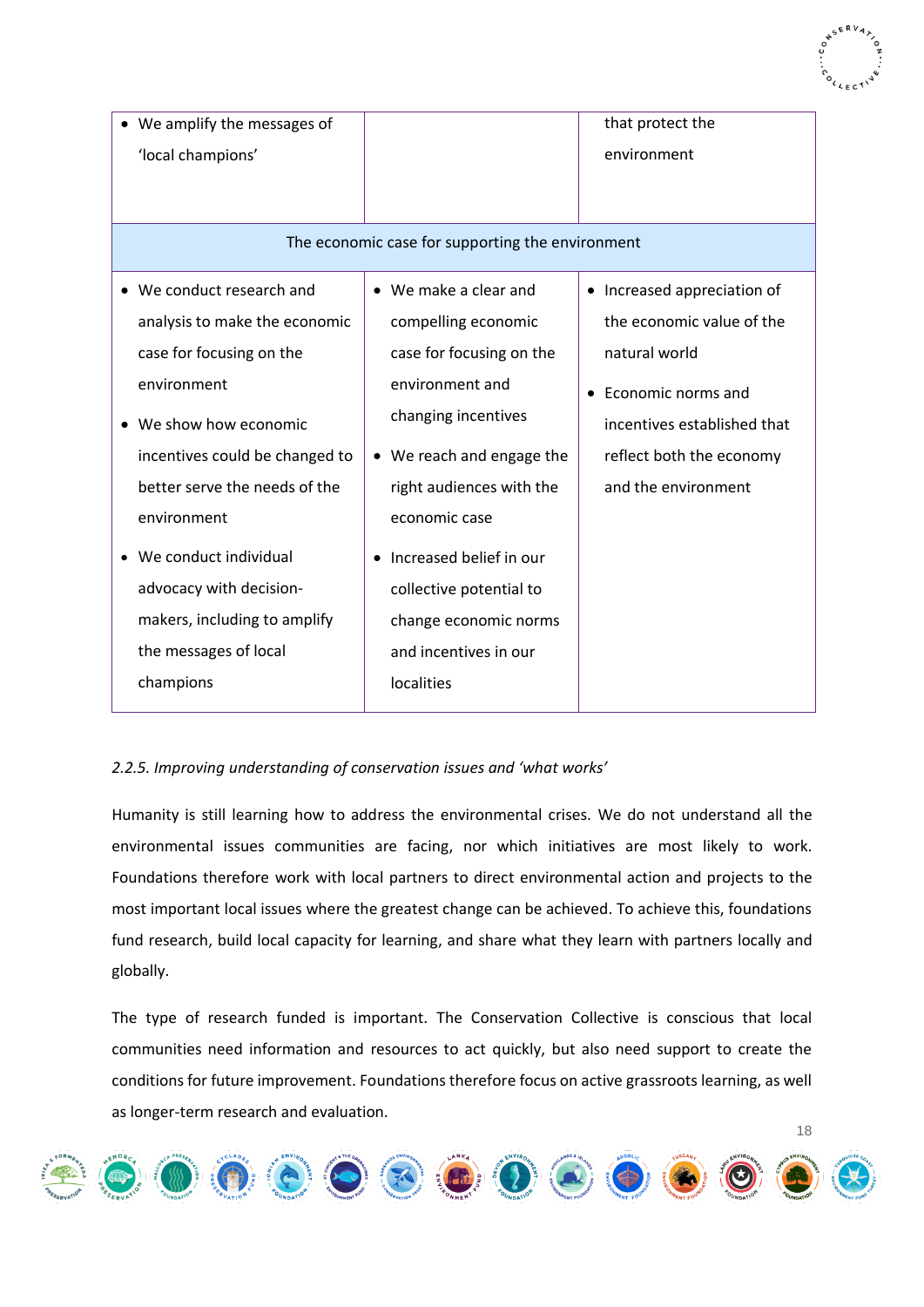| | | |
|---|---|---|
| • We amplify the messages of 'local champions' | | that protect the environment |
| The economic case for supporting the environment | | |
| • We conduct research and analysis to make the economic case for focusing on the environment<br>• We show how economic incentives could be changed to better serve the needs of the environment<br>• We conduct individual advocacy with decision-makers, including to amplify the messages of local champions | • We make a clear and compelling economic case for focusing on the environment and changing incentives<br>• We reach and engage the right audiences with the economic case<br>• Increased belief in our collective potential to change economic norms and incentives in our localities | • Increased appreciation of the economic value of the natural world<br>• Economic norms and incentives established that reflect both the economy and the environment |

*2.2.5. Improving understanding of conservation issues and 'what works'*

Humanity is still learning how to address the environmental crises. We do not understand all the environmental issues communities are facing, nor which initiatives are most likely to work. Foundations therefore work with local partners to direct environmental action and projects to the most important local issues where the greatest change can be achieved. To achieve this, foundations fund research, build local capacity for learning, and share what they learn with partners locally and globally.

The type of research funded is important. The Conservation Collective is conscious that local communities need information and resources to act quickly, but also need support to create the conditions for future improvement. Foundations therefore focus on active grassroots learning, as well as longer-term research and evaluation.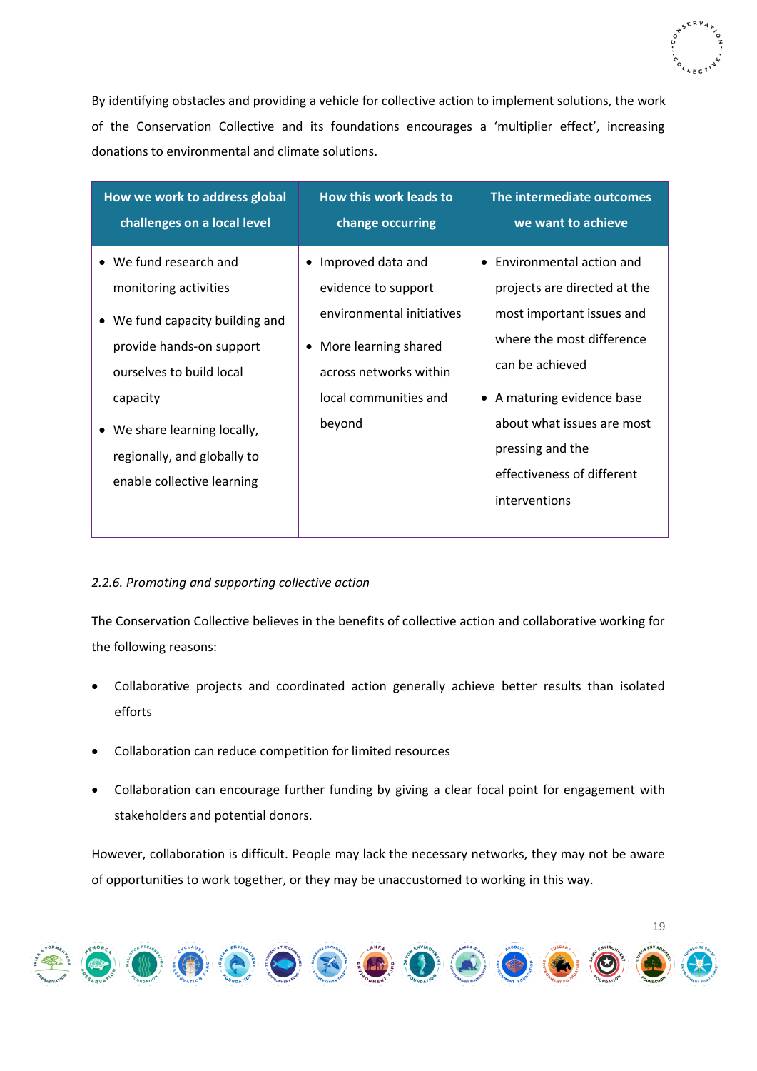By identifying obstacles and providing a vehicle for collective action to implement solutions, the work of the Conservation Collective and its foundations encourages a 'multiplier effect', increasing donations to environmental and climate solutions.

| How we work to address global challenges on a local level | How this work leads to change occurring | The intermediate outcomes we want to achieve |
|---|---|---|
| • We fund research and monitoring activities<br>• We fund capacity building and provide hands-on support ourselves to build local capacity<br>• We share learning locally, regionally, and globally to enable collective learning | • Improved data and evidence to support environmental initiatives<br>• More learning shared across networks within local communities and beyond | • Environmental action and projects are directed at the most important issues and where the most difference can be achieved<br>• A maturing evidence base about what issues are most pressing and the effectiveness of different interventions |

*2.2.6. Promoting and supporting collective action*

The Conservation Collective believes in the benefits of collective action and collaborative working for the following reasons:

- Collaborative projects and coordinated action generally achieve better results than isolated efforts
- Collaboration can reduce competition for limited resources
- Collaboration can encourage further funding by giving a clear focal point for engagement with stakeholders and potential donors.

However, collaboration is difficult. People may lack the necessary networks, they may not be aware of opportunities to work together, or they may be unaccustomed to working in this way.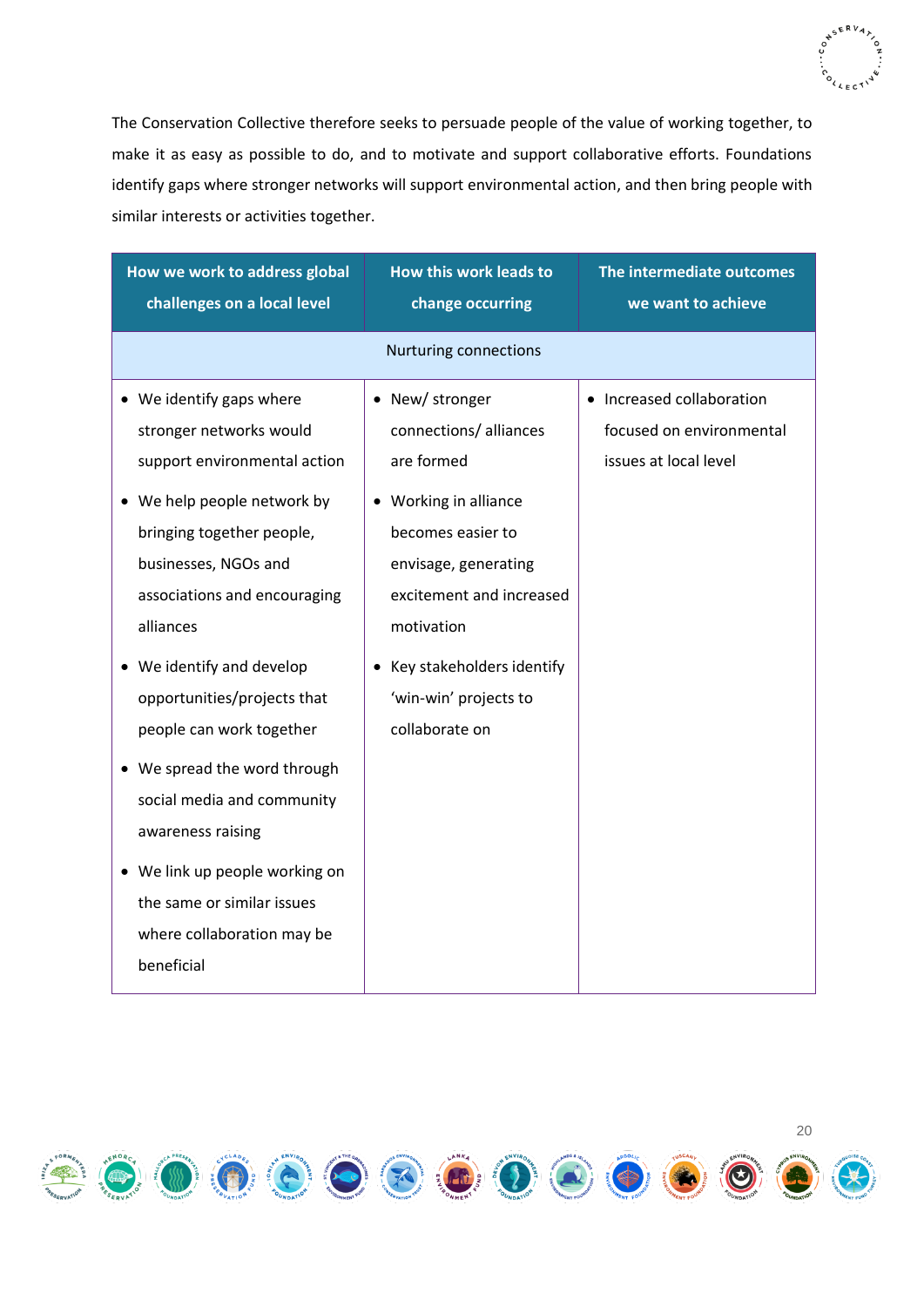The Conservation Collective therefore seeks to persuade people of the value of working together, to make it as easy as possible to do, and to motivate and support collaborative efforts. Foundations identify gaps where stronger networks will support environmental action, and then bring people with similar interests or activities together.

| How we work to address global challenges on a local level | How this work leads to change occurring | The intermediate outcomes we want to achieve |
|---|---|---|
| Nurturing connections | | |
| • We identify gaps where stronger networks would support environmental action<br>• We help people network by bringing together people, businesses, NGOs and associations and encouraging alliances<br>• We identify and develop opportunities/projects that people can work together<br>• We spread the word through social media and community awareness raising<br>• We link up people working on the same or similar issues where collaboration may be beneficial | • New/ stronger connections/ alliances are formed<br>• Working in alliance becomes easier to envisage, generating excitement and increased motivation<br>• Key stakeholders identify 'win-win' projects to collaborate on | • Increased collaboration focused on environmental issues at local level |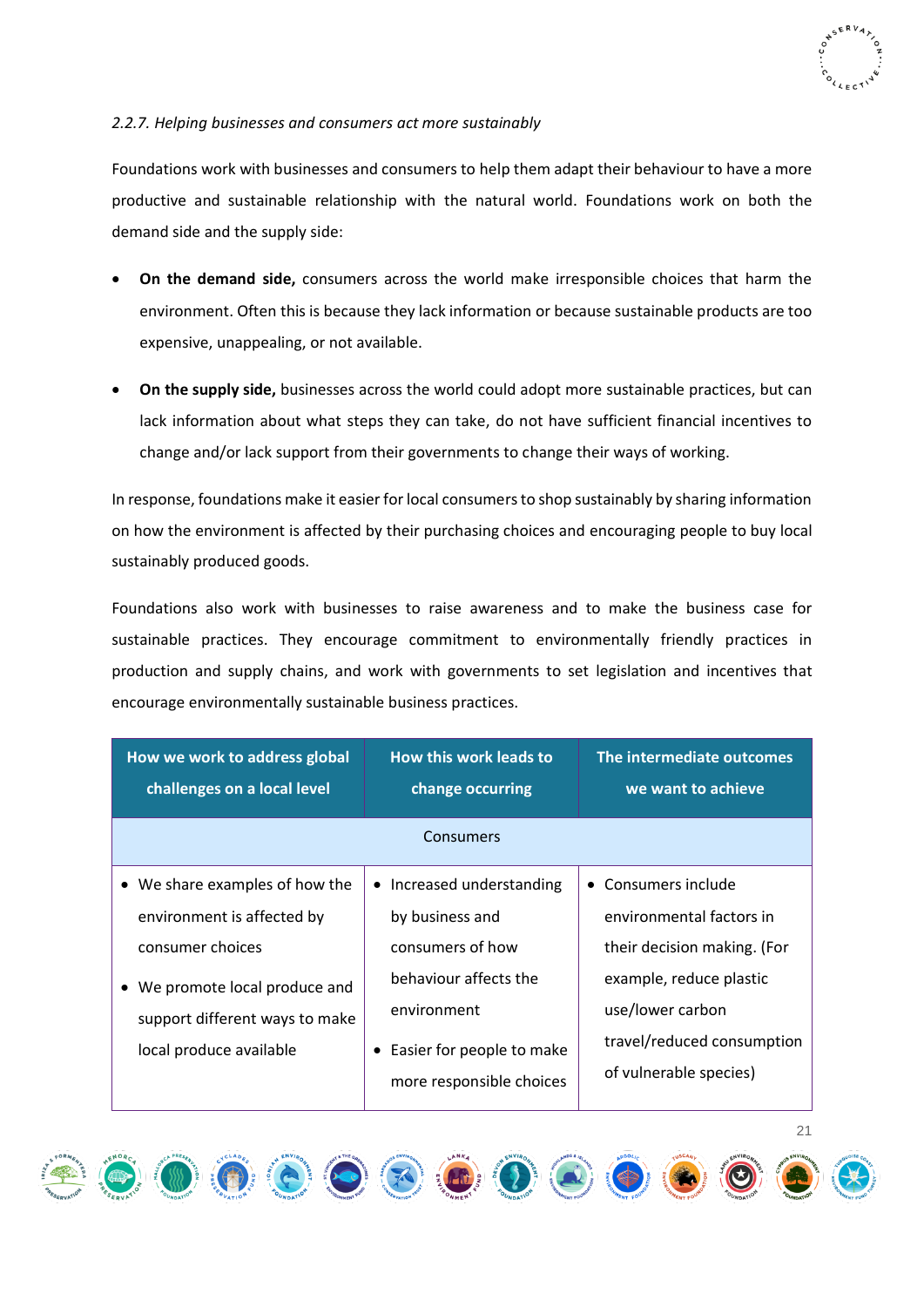### *2.2.7. Helping businesses and consumers act more sustainably*

Foundations work with businesses and consumers to help them adapt their behaviour to have a more productive and sustainable relationship with the natural world. Foundations work on both the demand side and the supply side:

- **On the demand side,** consumers across the world make irresponsible choices that harm the environment. Often this is because they lack information or because sustainable products are too expensive, unappealing, or not available.
- **On the supply side,** businesses across the world could adopt more sustainable practices, but can lack information about what steps they can take, do not have sufficient financial incentives to change and/or lack support from their governments to change their ways of working.

In response, foundations make it easier for local consumers to shop sustainably by sharing information on how the environment is affected by their purchasing choices and encouraging people to buy local sustainably produced goods.

Foundations also work with businesses to raise awareness and to make the business case for sustainable practices. They encourage commitment to environmentally friendly practices in production and supply chains, and work with governments to set legislation and incentives that encourage environmentally sustainable business practices.

| How we work to address global challenges on a local level | How this work leads to change occurring | The intermediate outcomes we want to achieve |
|---|---|---|
| Consumers | | |
| • We share examples of how the environment is affected by consumer choices<br>• We promote local produce and support different ways to make local produce available | • Increased understanding by business and consumers of how behaviour affects the environment<br>• Easier for people to make more responsible choices | • Consumers include environmental factors in their decision making. (For example, reduce plastic use/lower carbon travel/reduced consumption of vulnerable species) |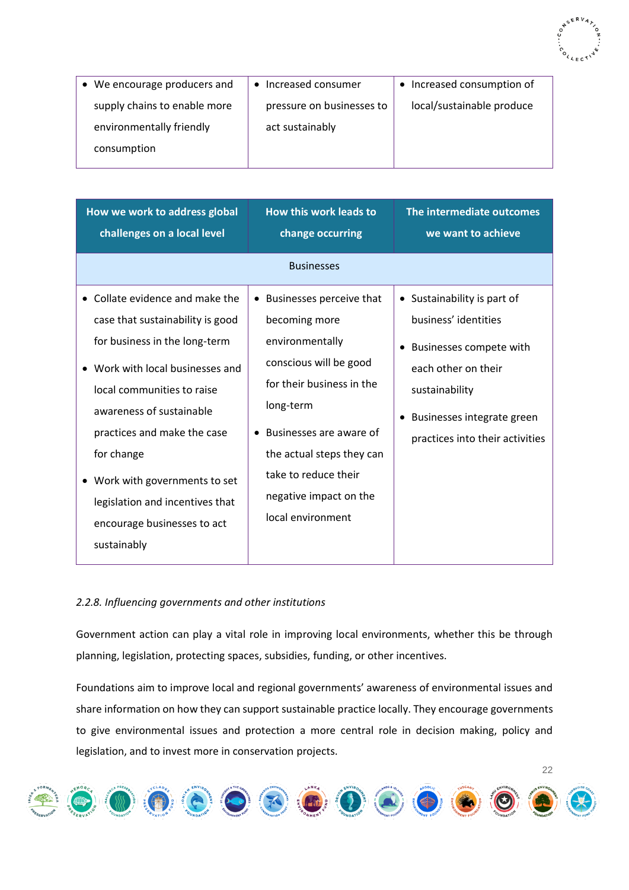| | | |
|---|---|---|
| • We encourage producers and supply chains to enable more environmentally friendly consumption | • Increased consumer pressure on businesses to act sustainably | • Increased consumption of local/sustainable produce |

| How we work to address global challenges on a local level | How this work leads to change occurring | The intermediate outcomes we want to achieve |
|---|---|---|
| Businesses | | |
| • Collate evidence and make the case that sustainability is good for business in the long-term<br>• Work with local businesses and local communities to raise awareness of sustainable practices and make the case for change<br>• Work with governments to set legislation and incentives that encourage businesses to act sustainably | • Businesses perceive that becoming more environmentally conscious will be good for their business in the long-term<br>• Businesses are aware of the actual steps they can take to reduce their negative impact on the local environment | • Sustainability is part of business' identities<br>• Businesses compete with each other on their sustainability<br>• Businesses integrate green practices into their activities |

*2.2.8. Influencing governments and other institutions*

Government action can play a vital role in improving local environments, whether this be through planning, legislation, protecting spaces, subsidies, funding, or other incentives.

Foundations aim to improve local and regional governments' awareness of environmental issues and share information on how they can support sustainable practice locally. They encourage governments to give environmental issues and protection a more central role in decision making, policy and legislation, and to invest more in conservation projects.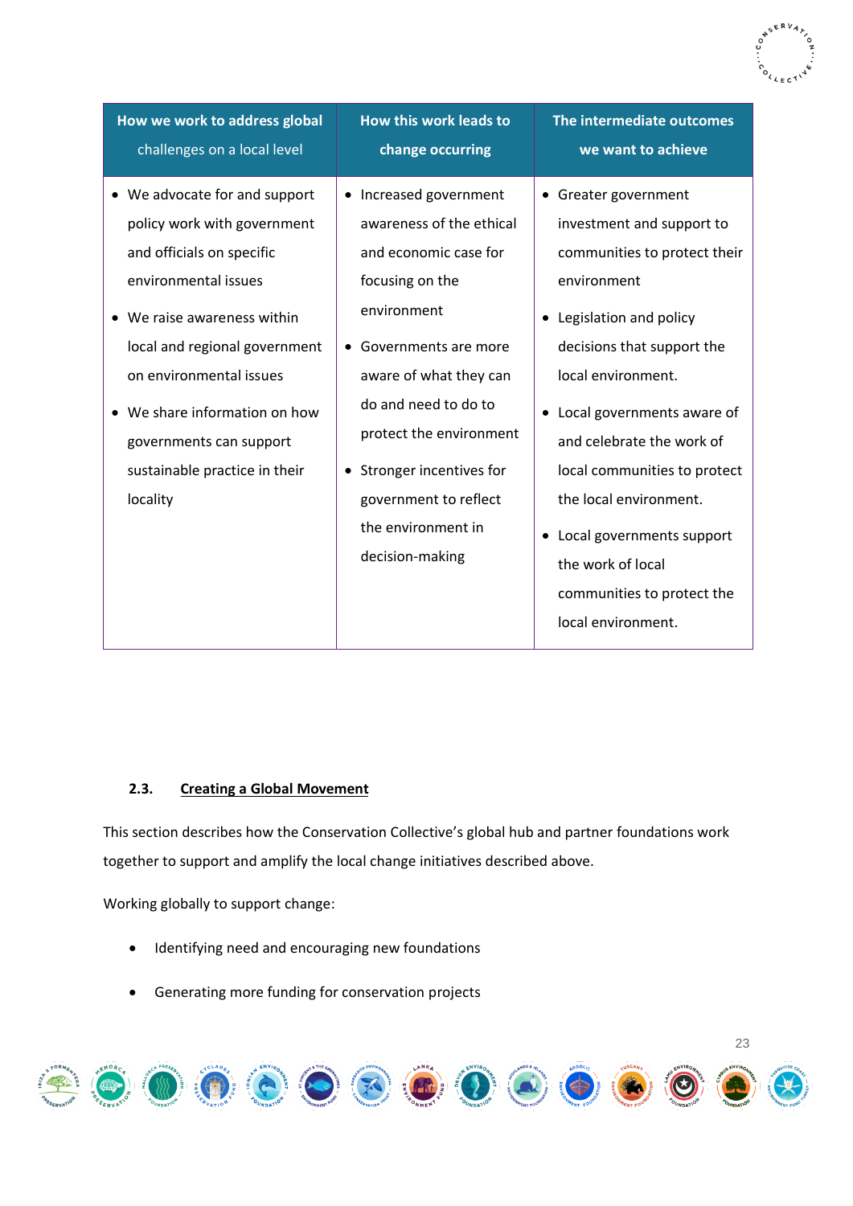| How we work to address global challenges on a local level | How this work leads to change occurring | The intermediate outcomes we want to achieve |
|---|---|---|
| • We advocate for and support policy work with government and officials on specific environmental issues<br>• We raise awareness within local and regional government on environmental issues<br>• We share information on how governments can support sustainable practice in their locality | • Increased government awareness of the ethical and economic case for focusing on the environment<br>• Governments are more aware of what they can do and need to do to protect the environment<br>• Stronger incentives for government to reflect the environment in decision-making | • Greater government investment and support to communities to protect their environment<br>• Legislation and policy decisions that support the local environment.<br>• Local governments aware of and celebrate the work of local communities to protect the local environment.<br>• Local governments support the work of local communities to protect the local environment. |

### 2.3. Creating a Global Movement

This section describes how the Conservation Collective's global hub and partner foundations work together to support and amplify the local change initiatives described above.

Working globally to support change:

- Identifying need and encouraging new foundations
- Generating more funding for conservation projects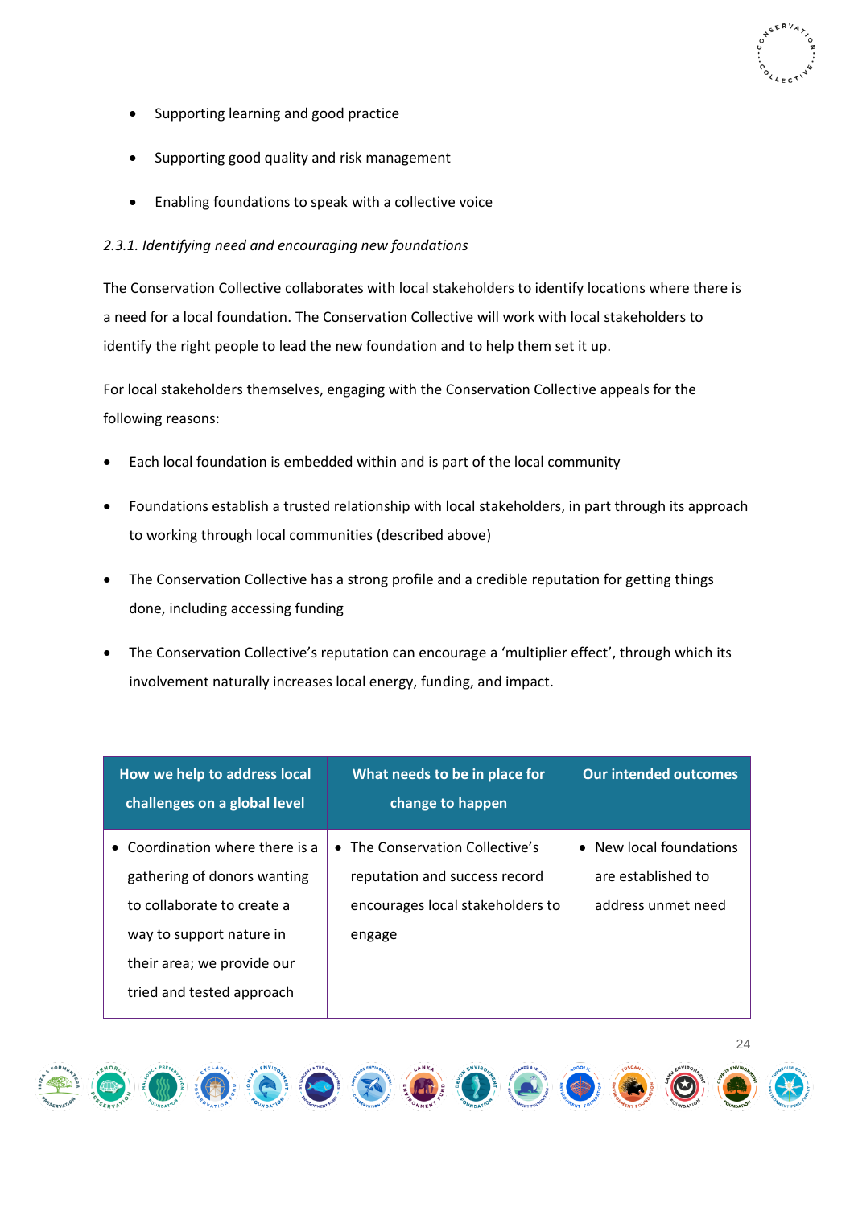- Supporting learning and good practice
- Supporting good quality and risk management
- Enabling foundations to speak with a collective voice

*2.3.1. Identifying need and encouraging new foundations*

The Conservation Collective collaborates with local stakeholders to identify locations where there is a need for a local foundation. The Conservation Collective will work with local stakeholders to identify the right people to lead the new foundation and to help them set it up.

For local stakeholders themselves, engaging with the Conservation Collective appeals for the following reasons:

- Each local foundation is embedded within and is part of the local community
- Foundations establish a trusted relationship with local stakeholders, in part through its approach to working through local communities (described above)
- The Conservation Collective has a strong profile and a credible reputation for getting things done, including accessing funding
- The Conservation Collective's reputation can encourage a 'multiplier effect', through which its involvement naturally increases local energy, funding, and impact.

| How we help to address local challenges on a global level | What needs to be in place for change to happen | Our intended outcomes |
|---|---|---|
| • Coordination where there is a gathering of donors wanting to collaborate to create a way to support nature in their area; we provide our tried and tested approach | • The Conservation Collective's reputation and success record encourages local stakeholders to engage | • New local foundations are established to address unmet need |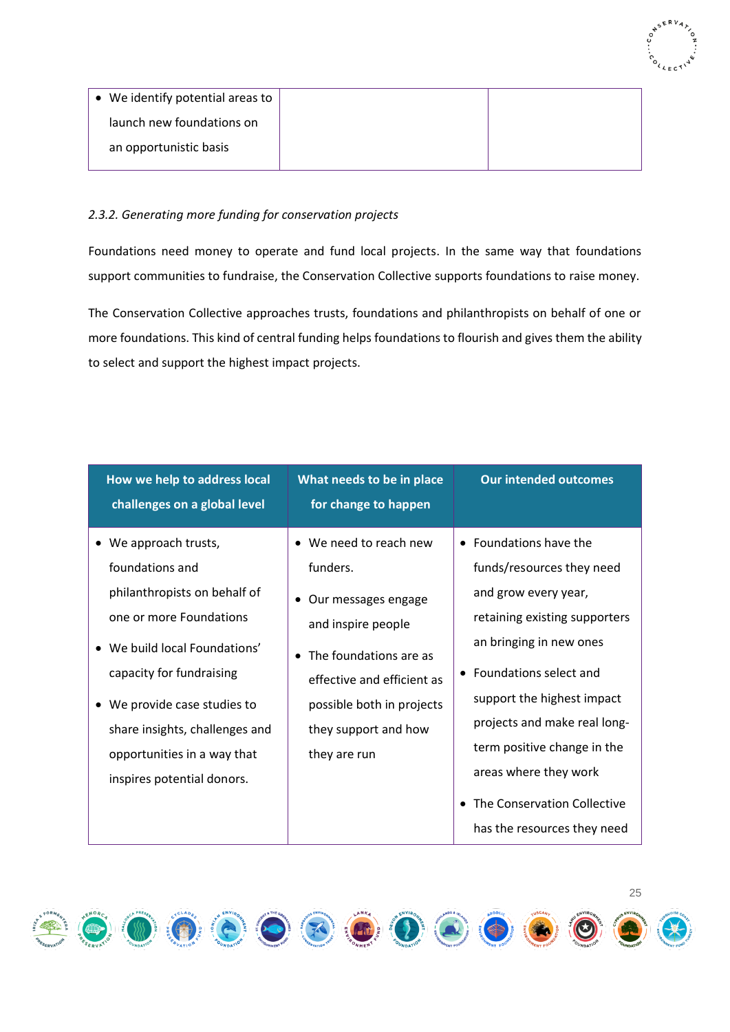| | | |
|---|---|---|
| • We identify potential areas to launch new foundations on an opportunistic basis | | |

*2.3.2. Generating more funding for conservation projects*

Foundations need money to operate and fund local projects. In the same way that foundations support communities to fundraise, the Conservation Collective supports foundations to raise money.

The Conservation Collective approaches trusts, foundations and philanthropists on behalf of one or more foundations. This kind of central funding helps foundations to flourish and gives them the ability to select and support the highest impact projects.

| How we help to address local challenges on a global level | What needs to be in place for change to happen | Our intended outcomes |
|---|---|---|
| • We approach trusts, foundations and philanthropists on behalf of one or more Foundations<br>• We build local Foundations' capacity for fundraising<br>• We provide case studies to share insights, challenges and opportunities in a way that inspires potential donors. | • We need to reach new funders.<br>• Our messages engage and inspire people<br>• The foundations are as effective and efficient as possible both in projects they support and how they are run | • Foundations have the funds/resources they need and grow every year, retaining existing supporters an bringing in new ones<br>• Foundations select and support the highest impact projects and make real long-term positive change in the areas where they work<br>• The Conservation Collective has the resources they need |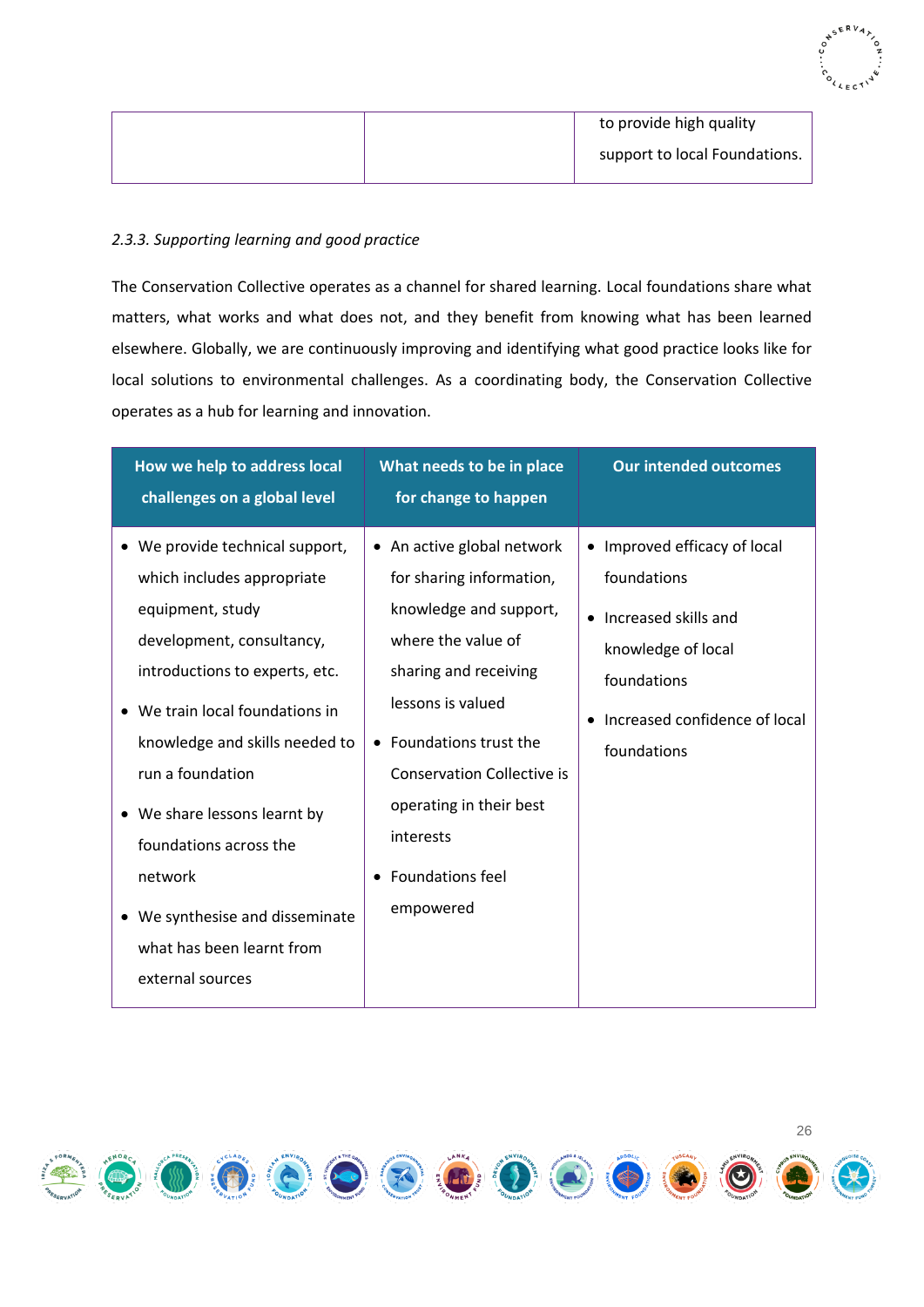| | | to provide high quality support to local Foundations. |
|---|---|---|

*2.3.3. Supporting learning and good practice*

The Conservation Collective operates as a channel for shared learning. Local foundations share what matters, what works and what does not, and they benefit from knowing what has been learned elsewhere. Globally, we are continuously improving and identifying what good practice looks like for local solutions to environmental challenges. As a coordinating body, the Conservation Collective operates as a hub for learning and innovation.

| How we help to address local challenges on a global level | What needs to be in place for change to happen | Our intended outcomes |
|---|---|---|
| • We provide technical support, which includes appropriate equipment, study development, consultancy, introductions to experts, etc.<br>• We train local foundations in knowledge and skills needed to run a foundation<br>• We share lessons learnt by foundations across the network<br>• We synthesise and disseminate what has been learnt from external sources | • An active global network for sharing information, knowledge and support, where the value of sharing and receiving lessons is valued<br>• Foundations trust the Conservation Collective is operating in their best interests<br>• Foundations feel empowered | • Improved efficacy of local foundations<br>• Increased skills and knowledge of local foundations<br>• Increased confidence of local foundations |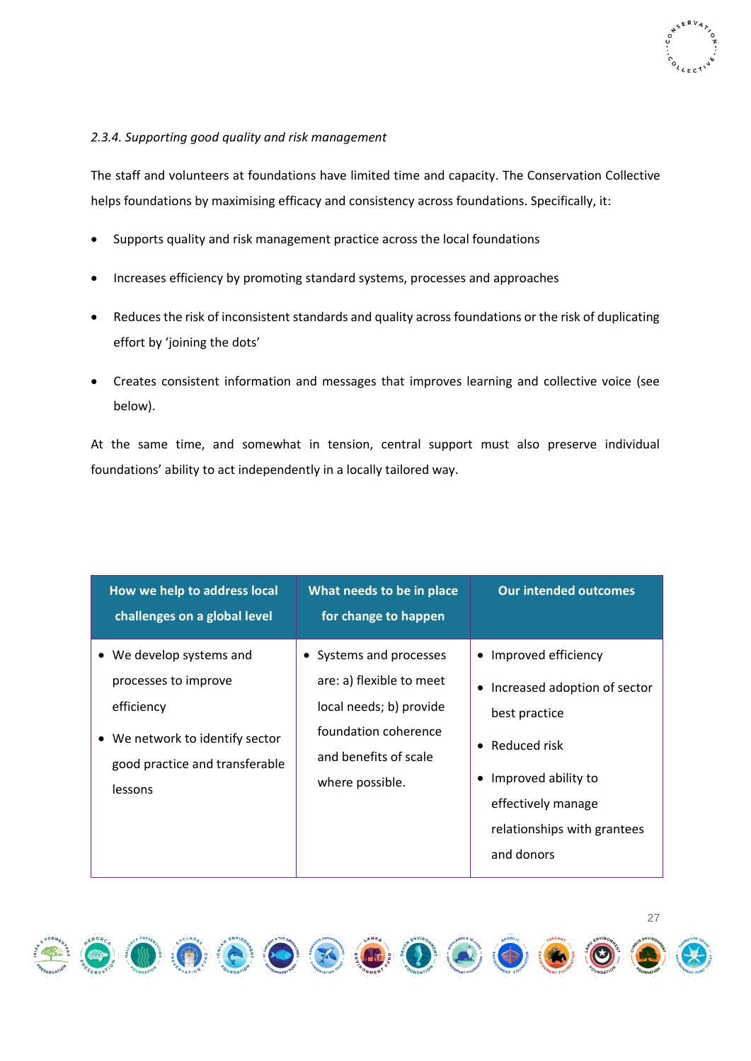*2.3.4. Supporting good quality and risk management*

The staff and volunteers at foundations have limited time and capacity. The Conservation Collective helps foundations by maximising efficacy and consistency across foundations. Specifically, it:

- Supports quality and risk management practice across the local foundations
- Increases efficiency by promoting standard systems, processes and approaches
- Reduces the risk of inconsistent standards and quality across foundations or the risk of duplicating effort by 'joining the dots'
- Creates consistent information and messages that improves learning and collective voice (see below).

At the same time, and somewhat in tension, central support must also preserve individual foundations' ability to act independently in a locally tailored way.

| How we help to address local challenges on a global level | What needs to be in place for change to happen | Our intended outcomes |
|---|---|---|
| • We develop systems and processes to improve efficiency<br>• We network to identify sector good practice and transferable lessons | • Systems and processes are: a) flexible to meet local needs; b) provide foundation coherence and benefits of scale where possible. | • Improved efficiency<br>• Increased adoption of sector best practice<br>• Reduced risk<br>• Improved ability to effectively manage relationships with grantees and donors |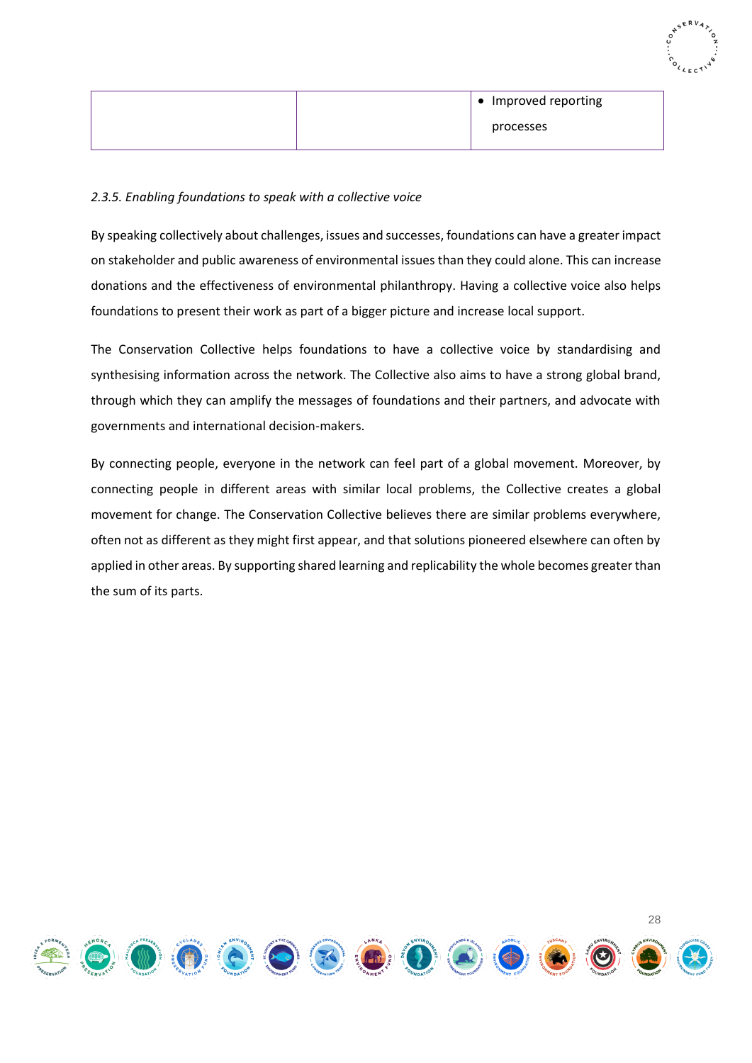| | | • Improved reporting processes |
|---|---|---|

*2.3.5. Enabling foundations to speak with a collective voice*

By speaking collectively about challenges, issues and successes, foundations can have a greater impact on stakeholder and public awareness of environmental issues than they could alone. This can increase donations and the effectiveness of environmental philanthropy. Having a collective voice also helps foundations to present their work as part of a bigger picture and increase local support.

The Conservation Collective helps foundations to have a collective voice by standardising and synthesising information across the network. The Collective also aims to have a strong global brand, through which they can amplify the messages of foundations and their partners, and advocate with governments and international decision-makers.

By connecting people, everyone in the network can feel part of a global movement. Moreover, by connecting people in different areas with similar local problems, the Collective creates a global movement for change. The Conservation Collective believes there are similar problems everywhere, often not as different as they might first appear, and that solutions pioneered elsewhere can often by applied in other areas. By supporting shared learning and replicability the whole becomes greater than the sum of its parts.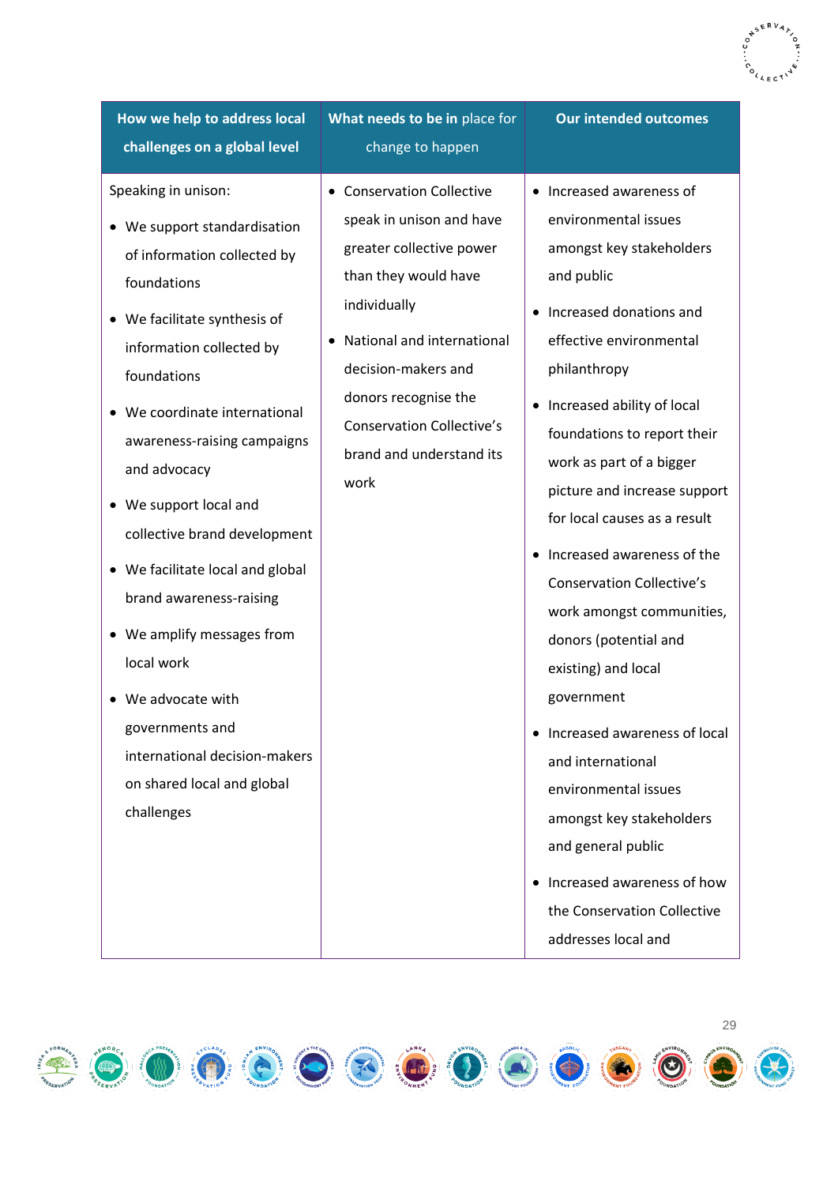| How we help to address local challenges on a global level | What needs to be in place for change to happen | Our intended outcomes |
|---|---|---|
| Speaking in unison:<br>• We support standardisation of information collected by foundations<br>• We facilitate synthesis of information collected by foundations<br>• We coordinate international awareness-raising campaigns and advocacy<br>• We support local and collective brand development<br>• We facilitate local and global brand awareness-raising<br>• We amplify messages from local work<br>• We advocate with governments and international decision-makers on shared local and global challenges | • Conservation Collective speak in unison and have greater collective power than they would have individually<br>• National and international decision-makers and donors recognise the Conservation Collective's brand and understand its work | • Increased awareness of environmental issues amongst key stakeholders and public<br>• Increased donations and effective environmental philanthropy<br>• Increased ability of local foundations to report their work as part of a bigger picture and increase support for local causes as a result<br>• Increased awareness of the Conservation Collective's work amongst communities, donors (potential and existing) and local government<br>• Increased awareness of local and international environmental issues amongst key stakeholders and general public<br>• Increased awareness of how the Conservation Collective addresses local and |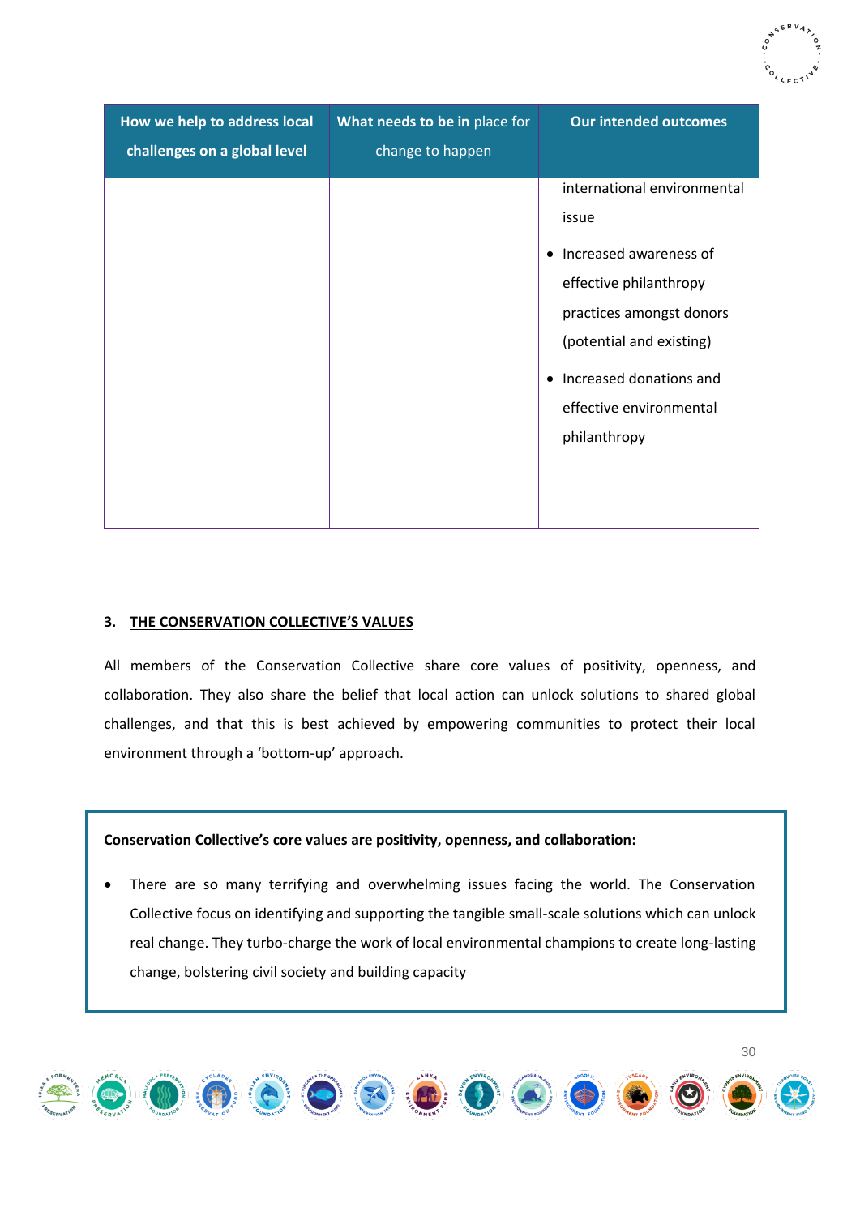| How we help to address local challenges on a global level | What needs to be in place for change to happen | Our intended outcomes |
|---|---|---|
| | | international environmental issue<br><br>• Increased awareness of effective philanthropy practices amongst donors (potential and existing)<br><br>• Increased donations and effective environmental philanthropy |

## 3. THE CONSERVATION COLLECTIVE'S VALUES

All members of the Conservation Collective share core values of positivity, openness, and collaboration. They also share the belief that local action can unlock solutions to shared global challenges, and that this is best achieved by empowering communities to protect their local environment through a 'bottom-up' approach.

**Conservation Collective's core values are positivity, openness, and collaboration:**

- There are so many terrifying and overwhelming issues facing the world. The Conservation Collective focus on identifying and supporting the tangible small-scale solutions which can unlock real change. They turbo-charge the work of local environmental champions to create long-lasting change, bolstering civil society and building capacity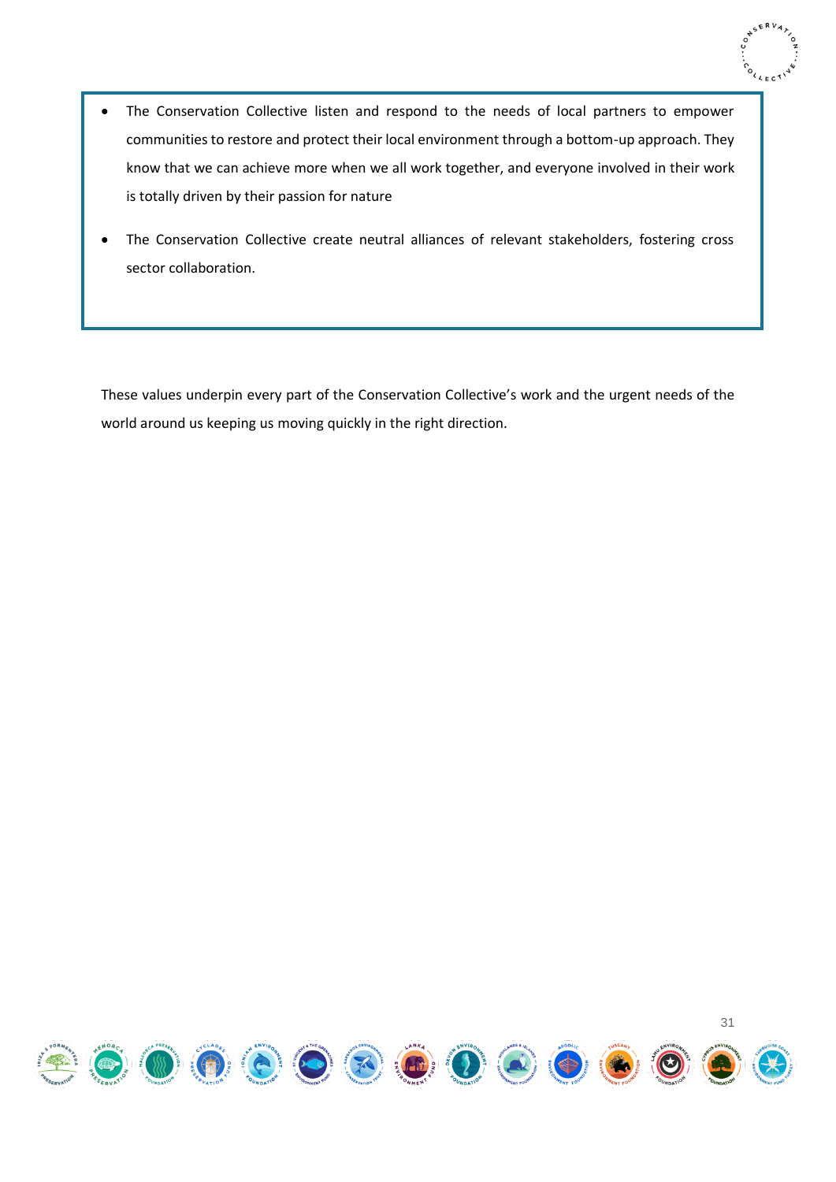- The Conservation Collective listen and respond to the needs of local partners to empower communities to restore and protect their local environment through a bottom-up approach. They know that we can achieve more when we all work together, and everyone involved in their work is totally driven by their passion for nature
- The Conservation Collective create neutral alliances of relevant stakeholders, fostering cross sector collaboration.

These values underpin every part of the Conservation Collective's work and the urgent needs of the world around us keeping us moving quickly in the right direction.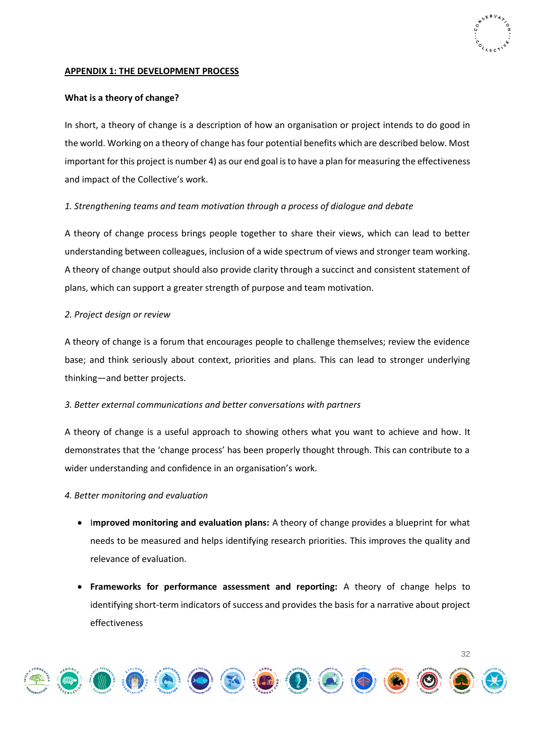## APPENDIX 1: THE DEVELOPMENT PROCESS

**What is a theory of change?**

In short, a theory of change is a description of how an organisation or project intends to do good in the world. Working on a theory of change has four potential benefits which are described below. Most important for this project is number 4) as our end goal is to have a plan for measuring the effectiveness and impact of the Collective's work.

*1. Strengthening teams and team motivation through a process of dialogue and debate*

A theory of change process brings people together to share their views, which can lead to better understanding between colleagues, inclusion of a wide spectrum of views and stronger team working. A theory of change output should also provide clarity through a succinct and consistent statement of plans, which can support a greater strength of purpose and team motivation.

*2. Project design or review*

A theory of change is a forum that encourages people to challenge themselves; review the evidence base; and think seriously about context, priorities and plans. This can lead to stronger underlying thinking—and better projects.

*3. Better external communications and better conversations with partners*

A theory of change is a useful approach to showing others what you want to achieve and how. It demonstrates that the 'change process' has been properly thought through. This can contribute to a wider understanding and confidence in an organisation's work.

*4. Better monitoring and evaluation*

- I**mproved monitoring and evaluation plans:** A theory of change provides a blueprint for what needs to be measured and helps identifying research priorities. This improves the quality and relevance of evaluation.
- **Frameworks for performance assessment and reporting:** A theory of change helps to identifying short-term indicators of success and provides the basis for a narrative about project effectiveness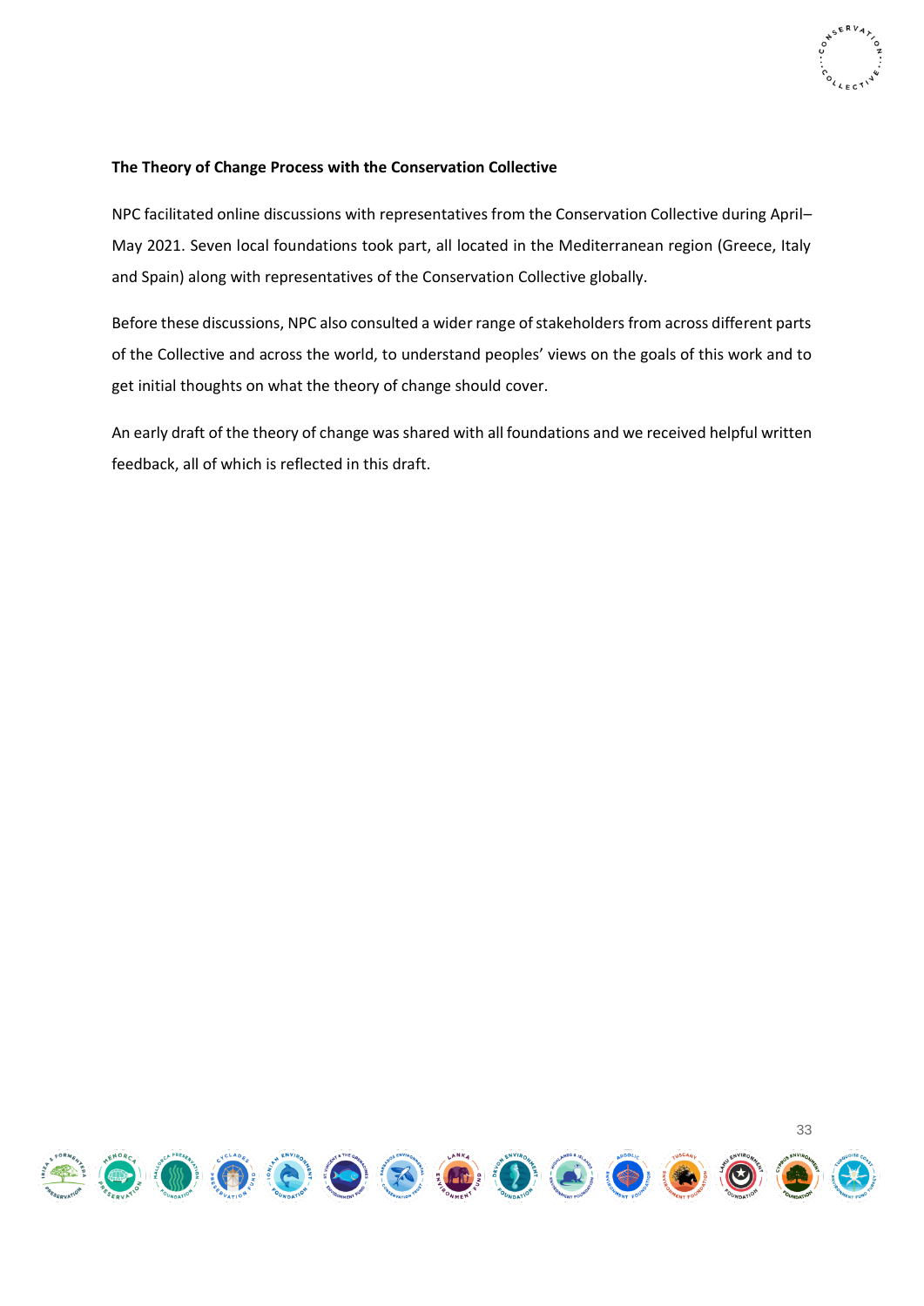**The Theory of Change Process with the Conservation Collective**

NPC facilitated online discussions with representatives from the Conservation Collective during April–May 2021. Seven local foundations took part, all located in the Mediterranean region (Greece, Italy and Spain) along with representatives of the Conservation Collective globally.

Before these discussions, NPC also consulted a wider range of stakeholders from across different parts of the Collective and across the world, to understand peoples' views on the goals of this work and to get initial thoughts on what the theory of change should cover.

An early draft of the theory of change was shared with all foundations and we received helpful written feedback, all of which is reflected in this draft.